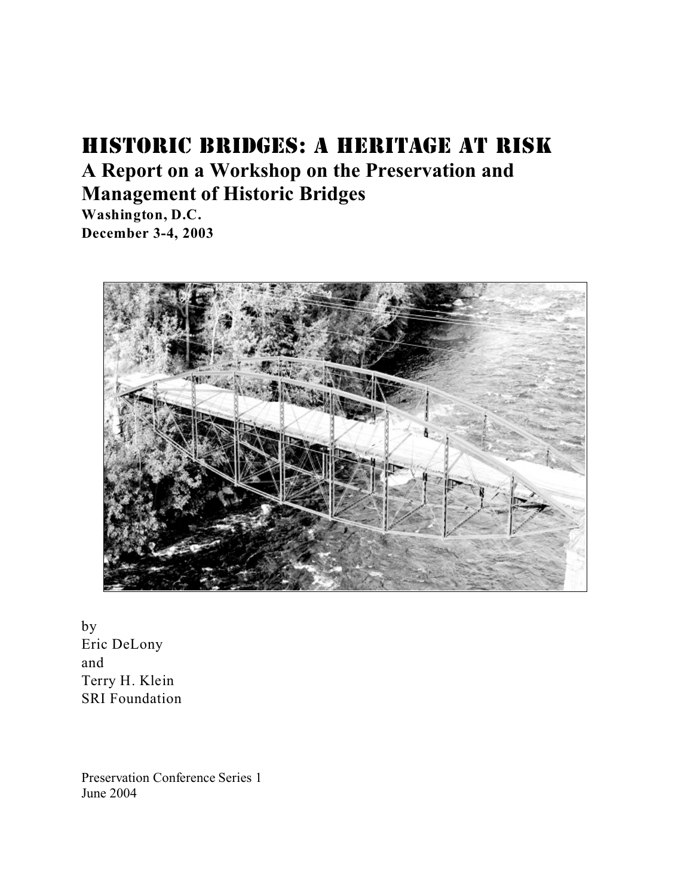# HISTORIC BRIDGES: A HERITAGE AT RISK

## A Report on a Workshop on the Preservation and Management of Historic Bridges

**Washington, D.C.**
**December 3-4, 2003**

by
Eric DeLony
and
Terry H. Klein
SRI Foundation

Preservation Conference Series 1
June 2004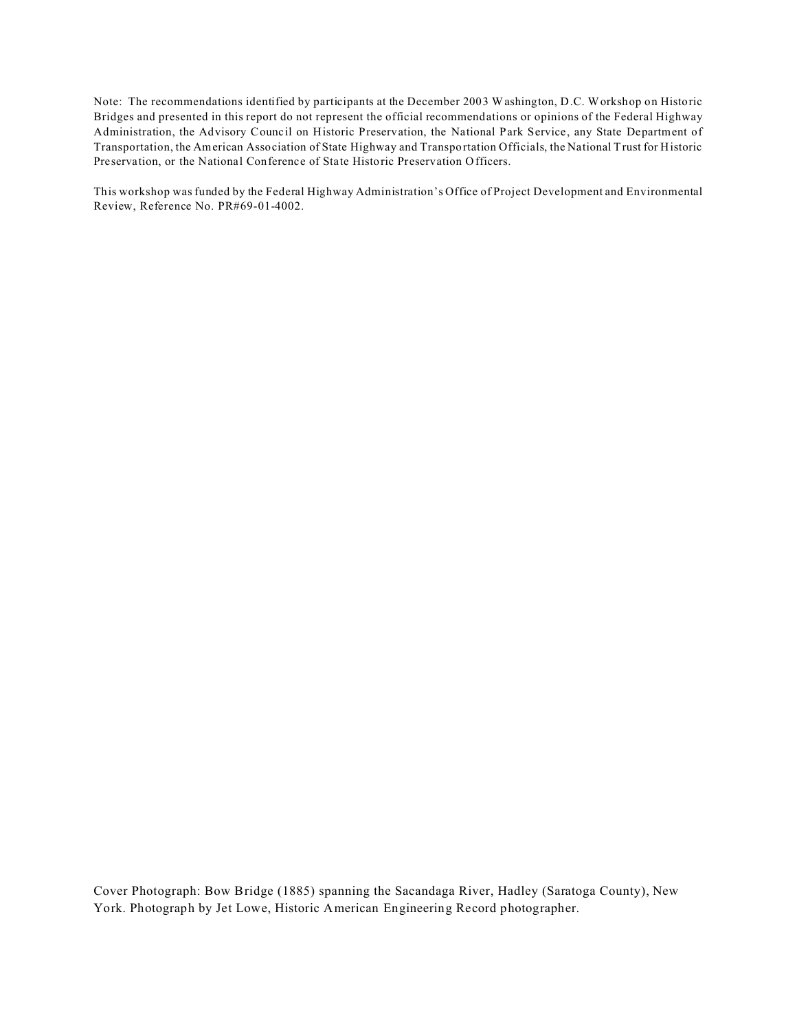Note: The recommendations identified by participants at the December 2003 Washington, D.C. Workshop on Historic Bridges and presented in this report do not represent the official recommendations or opinions of the Federal Highway Administration, the Advisory Council on Historic Preservation, the National Park Service, any State Department of Transportation, the American Association of State Highway and Transportation Officials, the National Trust for Historic Preservation, or the National Conference of State Historic Preservation Officers.

This workshop was funded by the Federal Highway Administration's Office of Project Development and Environmental Review, Reference No. PR#69-01-4002.

Cover Photograph: Bow Bridge (1885) spanning the Sacandaga River, Hadley (Saratoga County), New York. Photograph by Jet Lowe, Historic American Engineering Record photographer.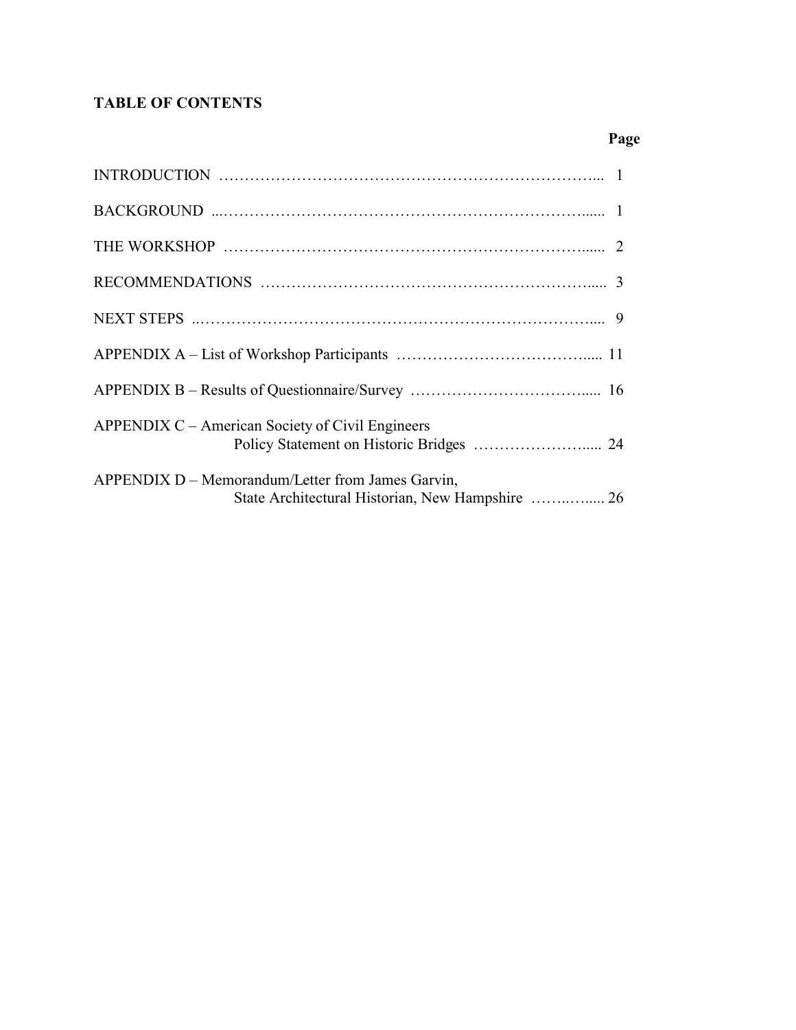## TABLE OF CONTENTS

| | Page |
|---|---|
| INTRODUCTION | 1 |
| BACKGROUND | 1 |
| THE WORKSHOP | 2 |
| RECOMMENDATIONS | 3 |
| NEXT STEPS | 9 |
| APPENDIX A – List of Workshop Participants | 11 |
| APPENDIX B – Results of Questionnaire/Survey | 16 |
| APPENDIX C – American Society of Civil Engineers Policy Statement on Historic Bridges | 24 |
| APPENDIX D – Memorandum/Letter from James Garvin, State Architectural Historian, New Hampshire | 26 |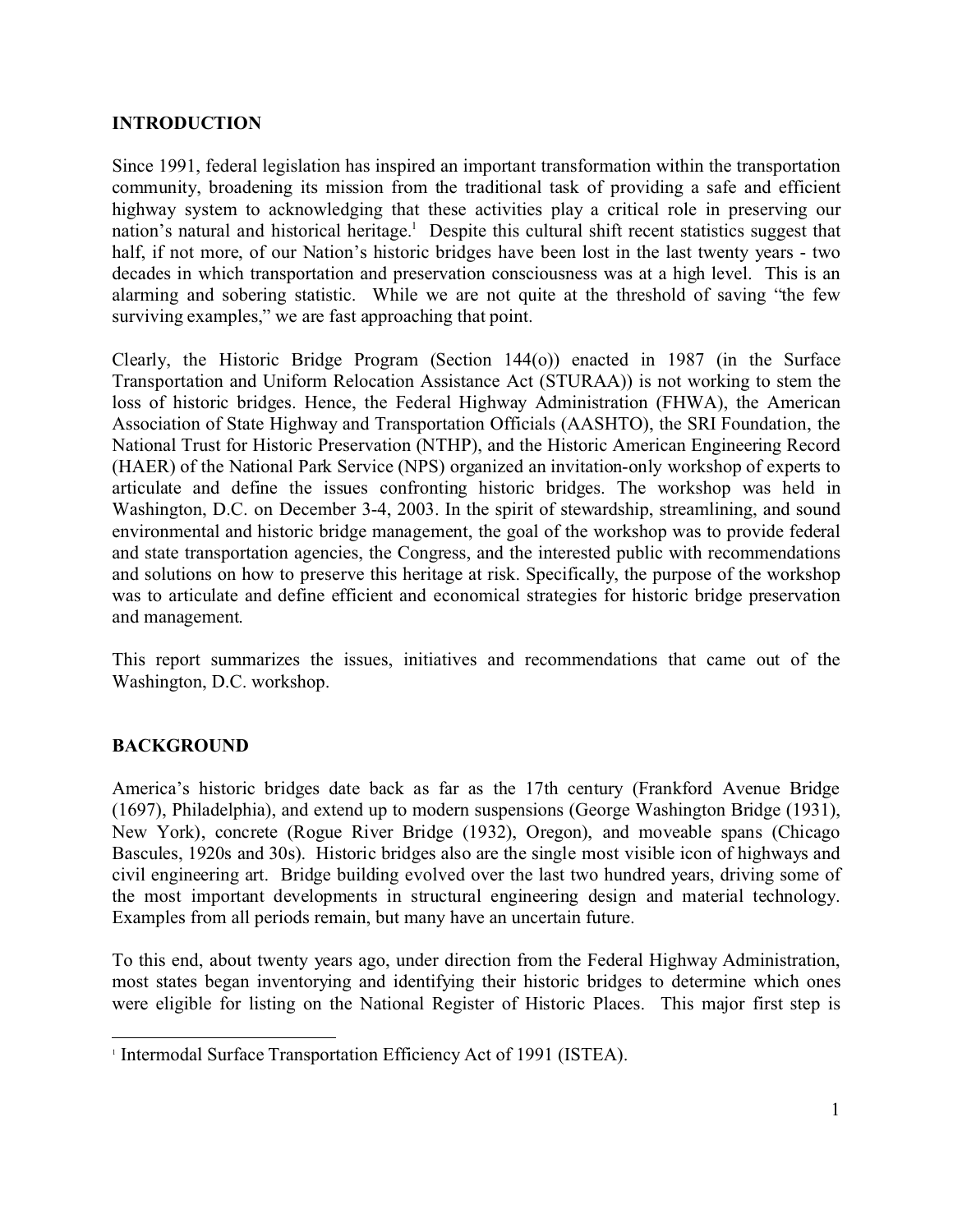## INTRODUCTION

Since 1991, federal legislation has inspired an important transformation within the transportation community, broadening its mission from the traditional task of providing a safe and efficient highway system to acknowledging that these activities play a critical role in preserving our nation's natural and historical heritage.[1] Despite this cultural shift recent statistics suggest that half, if not more, of our Nation's historic bridges have been lost in the last twenty years - two decades in which transportation and preservation consciousness was at a high level. This is an alarming and sobering statistic. While we are not quite at the threshold of saving "the few surviving examples," we are fast approaching that point.

Clearly, the Historic Bridge Program (Section 144(o)) enacted in 1987 (in the Surface Transportation and Uniform Relocation Assistance Act (STURAA)) is not working to stem the loss of historic bridges. Hence, the Federal Highway Administration (FHWA), the American Association of State Highway and Transportation Officials (AASHTO), the SRI Foundation, the National Trust for Historic Preservation (NTHP), and the Historic American Engineering Record (HAER) of the National Park Service (NPS) organized an invitation-only workshop of experts to articulate and define the issues confronting historic bridges. The workshop was held in Washington, D.C. on December 3-4, 2003. In the spirit of stewardship, streamlining, and sound environmental and historic bridge management, the goal of the workshop was to provide federal and state transportation agencies, the Congress, and the interested public with recommendations and solutions on how to preserve this heritage at risk. Specifically, the purpose of the workshop was to articulate and define efficient and economical strategies for historic bridge preservation and management.

This report summarizes the issues, initiatives and recommendations that came out of the Washington, D.C. workshop.

## BACKGROUND

America's historic bridges date back as far as the 17th century (Frankford Avenue Bridge (1697), Philadelphia), and extend up to modern suspensions (George Washington Bridge (1931), New York), concrete (Rogue River Bridge (1932), Oregon), and moveable spans (Chicago Bascules, 1920s and 30s). Historic bridges also are the single most visible icon of highways and civil engineering art. Bridge building evolved over the last two hundred years, driving some of the most important developments in structural engineering design and material technology. Examples from all periods remain, but many have an uncertain future.

To this end, about twenty years ago, under direction from the Federal Highway Administration, most states began inventorying and identifying their historic bridges to determine which ones were eligible for listing on the National Register of Historic Places. This major first step is

[1] Intermodal Surface Transportation Efficiency Act of 1991 (ISTEA).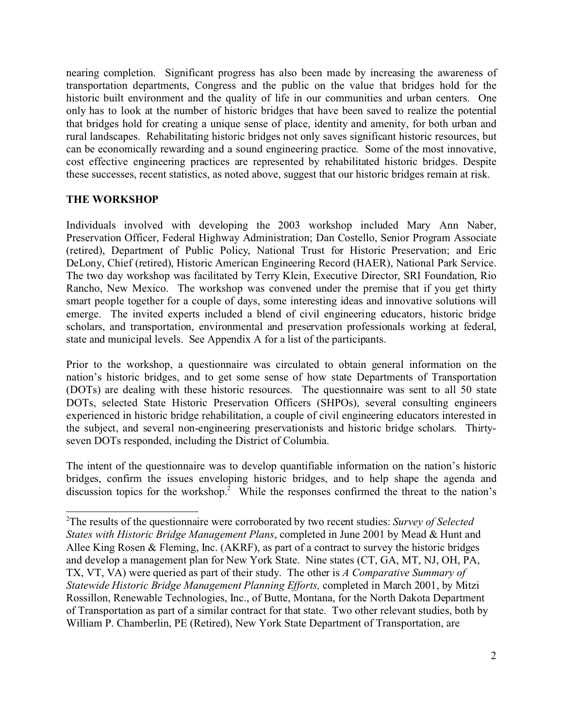nearing completion. Significant progress has also been made by increasing the awareness of transportation departments, Congress and the public on the value that bridges hold for the historic built environment and the quality of life in our communities and urban centers. One only has to look at the number of historic bridges that have been saved to realize the potential that bridges hold for creating a unique sense of place, identity and amenity, for both urban and rural landscapes. Rehabilitating historic bridges not only saves significant historic resources, but can be economically rewarding and a sound engineering practice. Some of the most innovative, cost effective engineering practices are represented by rehabilitated historic bridges. Despite these successes, recent statistics, as noted above, suggest that our historic bridges remain at risk.

## THE WORKSHOP

Individuals involved with developing the 2003 workshop included Mary Ann Naber, Preservation Officer, Federal Highway Administration; Dan Costello, Senior Program Associate (retired), Department of Public Policy, National Trust for Historic Preservation; and Eric DeLony, Chief (retired), Historic American Engineering Record (HAER), National Park Service. The two day workshop was facilitated by Terry Klein, Executive Director, SRI Foundation, Rio Rancho, New Mexico. The workshop was convened under the premise that if you get thirty smart people together for a couple of days, some interesting ideas and innovative solutions will emerge. The invited experts included a blend of civil engineering educators, historic bridge scholars, and transportation, environmental and preservation professionals working at federal, state and municipal levels. See Appendix A for a list of the participants.

Prior to the workshop, a questionnaire was circulated to obtain general information on the nation's historic bridges, and to get some sense of how state Departments of Transportation (DOTs) are dealing with these historic resources. The questionnaire was sent to all 50 state DOTs, selected State Historic Preservation Officers (SHPOs), several consulting engineers experienced in historic bridge rehabilitation, a couple of civil engineering educators interested in the subject, and several non-engineering preservationists and historic bridge scholars. Thirty-seven DOTs responded, including the District of Columbia.

The intent of the questionnaire was to develop quantifiable information on the nation's historic bridges, confirm the issues enveloping historic bridges, and to help shape the agenda and discussion topics for the workshop.[2] While the responses confirmed the threat to the nation's

[2]The results of the questionnaire were corroborated by two recent studies: *Survey of Selected States with Historic Bridge Management Plans*, completed in June 2001 by Mead & Hunt and Allee King Rosen & Fleming, Inc. (AKRF), as part of a contract to survey the historic bridges and develop a management plan for New York State. Nine states (CT, GA, MT, NJ, OH, PA, TX, VT, VA) were queried as part of their study. The other is *A Comparative Summary of Statewide Historic Bridge Management Planning Efforts,* completed in March 2001, by Mitzi Rossillon, Renewable Technologies, Inc., of Butte, Montana, for the North Dakota Department of Transportation as part of a similar contract for that state. Two other relevant studies, both by William P. Chamberlin, PE (Retired), New York State Department of Transportation, are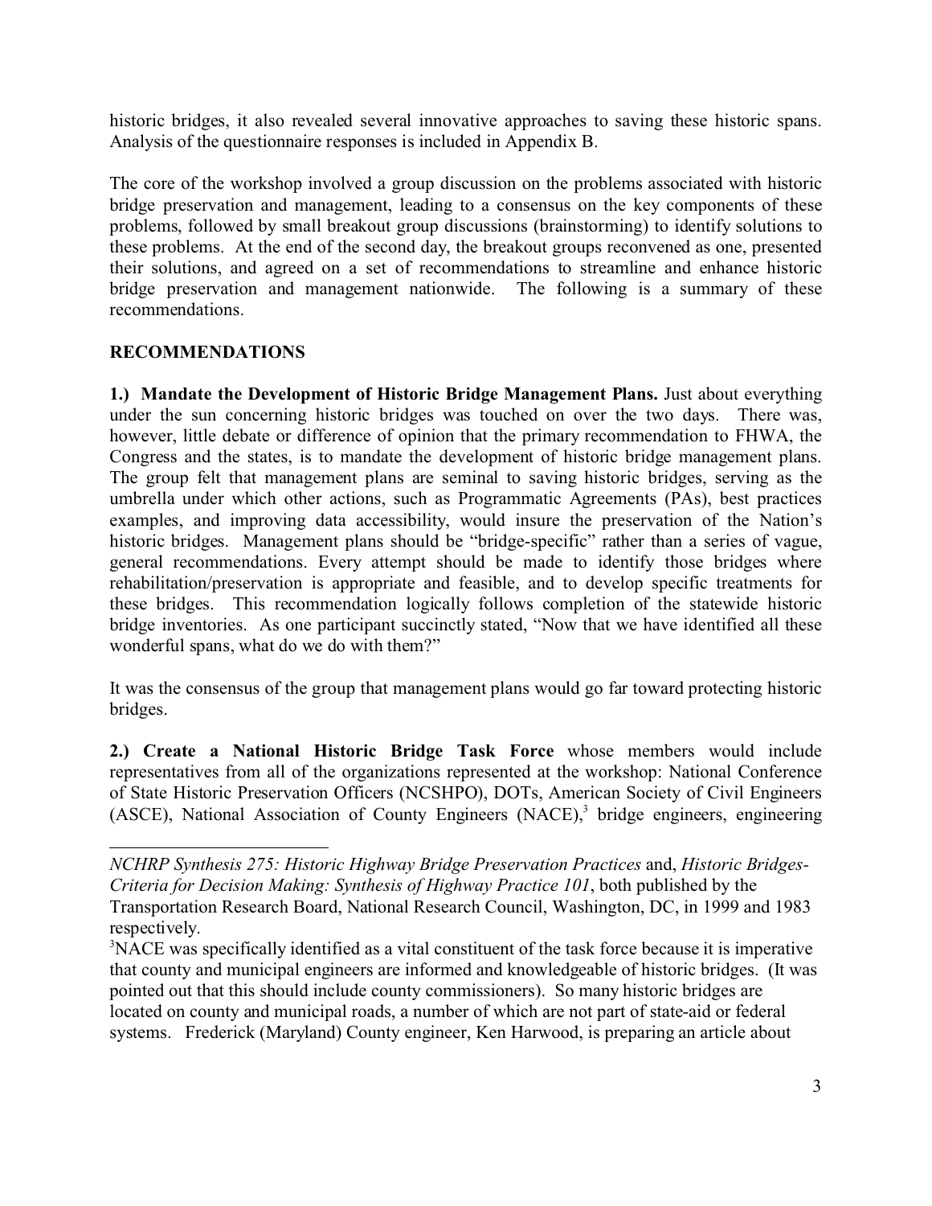historic bridges, it also revealed several innovative approaches to saving these historic spans. Analysis of the questionnaire responses is included in Appendix B.

The core of the workshop involved a group discussion on the problems associated with historic bridge preservation and management, leading to a consensus on the key components of these problems, followed by small breakout group discussions (brainstorming) to identify solutions to these problems. At the end of the second day, the breakout groups reconvened as one, presented their solutions, and agreed on a set of recommendations to streamline and enhance historic bridge preservation and management nationwide. The following is a summary of these recommendations.

## RECOMMENDATIONS

**1.) Mandate the Development of Historic Bridge Management Plans.** Just about everything under the sun concerning historic bridges was touched on over the two days. There was, however, little debate or difference of opinion that the primary recommendation to FHWA, the Congress and the states, is to mandate the development of historic bridge management plans. The group felt that management plans are seminal to saving historic bridges, serving as the umbrella under which other actions, such as Programmatic Agreements (PAs), best practices examples, and improving data accessibility, would insure the preservation of the Nation's historic bridges. Management plans should be "bridge-specific" rather than a series of vague, general recommendations. Every attempt should be made to identify those bridges where rehabilitation/preservation is appropriate and feasible, and to develop specific treatments for these bridges. This recommendation logically follows completion of the statewide historic bridge inventories. As one participant succinctly stated, "Now that we have identified all these wonderful spans, what do we do with them?"

It was the consensus of the group that management plans would go far toward protecting historic bridges.

**2.) Create a National Historic Bridge Task Force** whose members would include representatives from all of the organizations represented at the workshop: National Conference of State Historic Preservation Officers (NCSHPO), DOTs, American Society of Civil Engineers (ASCE), National Association of County Engineers (NACE),[3] bridge engineers, engineering

---

*NCHRP Synthesis 275: Historic Highway Bridge Preservation Practices* and, *Historic Bridges-Criteria for Decision Making: Synthesis of Highway Practice 101*, both published by the Transportation Research Board, National Research Council, Washington, DC, in 1999 and 1983 respectively.

[3]NACE was specifically identified as a vital constituent of the task force because it is imperative that county and municipal engineers are informed and knowledgeable of historic bridges. (It was pointed out that this should include county commissioners). So many historic bridges are located on county and municipal roads, a number of which are not part of state-aid or federal systems. Frederick (Maryland) County engineer, Ken Harwood, is preparing an article about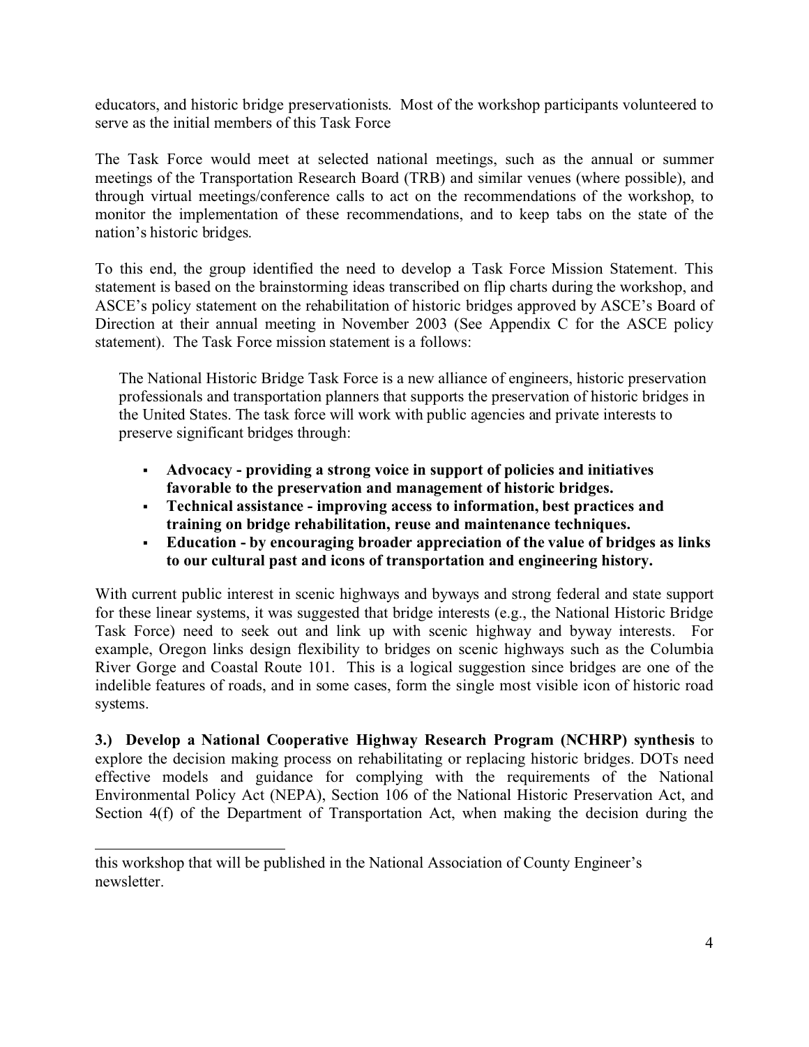educators, and historic bridge preservationists. Most of the workshop participants volunteered to serve as the initial members of this Task Force

The Task Force would meet at selected national meetings, such as the annual or summer meetings of the Transportation Research Board (TRB) and similar venues (where possible), and through virtual meetings/conference calls to act on the recommendations of the workshop, to monitor the implementation of these recommendations, and to keep tabs on the state of the nation's historic bridges.

To this end, the group identified the need to develop a Task Force Mission Statement. This statement is based on the brainstorming ideas transcribed on flip charts during the workshop, and ASCE's policy statement on the rehabilitation of historic bridges approved by ASCE's Board of Direction at their annual meeting in November 2003 (See Appendix C for the ASCE policy statement). The Task Force mission statement is a follows:

> The National Historic Bridge Task Force is a new alliance of engineers, historic preservation professionals and transportation planners that supports the preservation of historic bridges in the United States. The task force will work with public agencies and private interests to preserve significant bridges through:
>
> - **Advocacy - providing a strong voice in support of policies and initiatives favorable to the preservation and management of historic bridges.**
> - **Technical assistance - improving access to information, best practices and training on bridge rehabilitation, reuse and maintenance techniques.**
> - **Education - by encouraging broader appreciation of the value of bridges as links to our cultural past and icons of transportation and engineering history.**

With current public interest in scenic highways and byways and strong federal and state support for these linear systems, it was suggested that bridge interests (e.g., the National Historic Bridge Task Force) need to seek out and link up with scenic highway and byway interests. For example, Oregon links design flexibility to bridges on scenic highways such as the Columbia River Gorge and Coastal Route 101. This is a logical suggestion since bridges are one of the indelible features of roads, and in some cases, form the single most visible icon of historic road systems.

**3.) Develop a National Cooperative Highway Research Program (NCHRP) synthesis** to explore the decision making process on rehabilitating or replacing historic bridges. DOTs need effective models and guidance for complying with the requirements of the National Environmental Policy Act (NEPA), Section 106 of the National Historic Preservation Act, and Section 4(f) of the Department of Transportation Act, when making the decision during the

---

this workshop that will be published in the National Association of County Engineer's newsletter.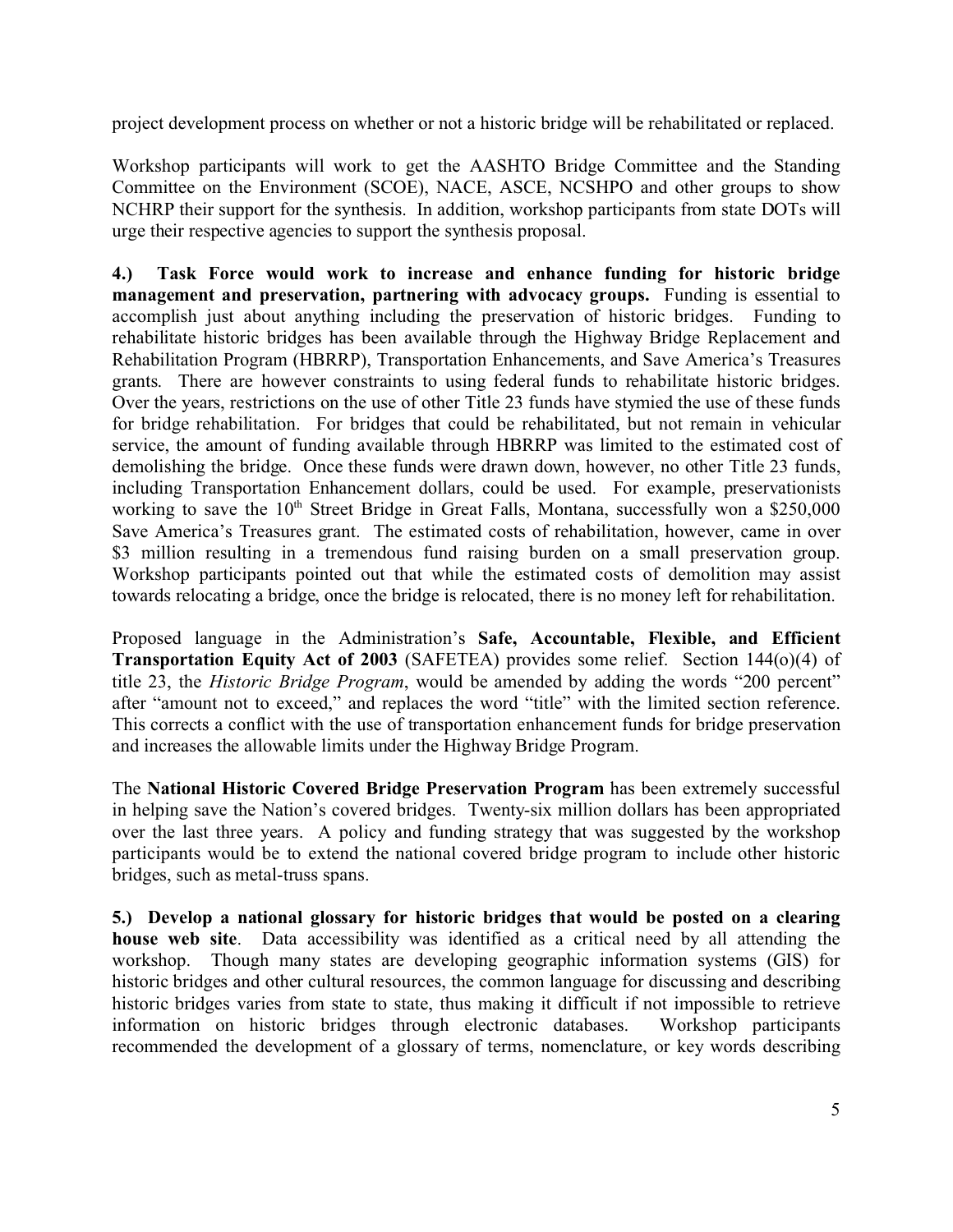project development process on whether or not a historic bridge will be rehabilitated or replaced.

Workshop participants will work to get the AASHTO Bridge Committee and the Standing Committee on the Environment (SCOE), NACE, ASCE, NCSHPO and other groups to show NCHRP their support for the synthesis. In addition, workshop participants from state DOTs will urge their respective agencies to support the synthesis proposal.

**4.) Task Force would work to increase and enhance funding for historic bridge management and preservation, partnering with advocacy groups.** Funding is essential to accomplish just about anything including the preservation of historic bridges. Funding to rehabilitate historic bridges has been available through the Highway Bridge Replacement and Rehabilitation Program (HBRRP), Transportation Enhancements, and Save America's Treasures grants. There are however constraints to using federal funds to rehabilitate historic bridges. Over the years, restrictions on the use of other Title 23 funds have stymied the use of these funds for bridge rehabilitation. For bridges that could be rehabilitated, but not remain in vehicular service, the amount of funding available through HBRRP was limited to the estimated cost of demolishing the bridge. Once these funds were drawn down, however, no other Title 23 funds, including Transportation Enhancement dollars, could be used. For example, preservationists working to save the 10th Street Bridge in Great Falls, Montana, successfully won a $250,000 Save America's Treasures grant. The estimated costs of rehabilitation, however, came in over $3 million resulting in a tremendous fund raising burden on a small preservation group. Workshop participants pointed out that while the estimated costs of demolition may assist towards relocating a bridge, once the bridge is relocated, there is no money left for rehabilitation.

Proposed language in the Administration's **Safe, Accountable, Flexible, and Efficient Transportation Equity Act of 2003** (SAFETEA) provides some relief. Section 144(o)(4) of title 23, the *Historic Bridge Program*, would be amended by adding the words "200 percent" after "amount not to exceed," and replaces the word "title" with the limited section reference. This corrects a conflict with the use of transportation enhancement funds for bridge preservation and increases the allowable limits under the Highway Bridge Program.

The **National Historic Covered Bridge Preservation Program** has been extremely successful in helping save the Nation's covered bridges. Twenty-six million dollars has been appropriated over the last three years. A policy and funding strategy that was suggested by the workshop participants would be to extend the national covered bridge program to include other historic bridges, such as metal-truss spans.

**5.) Develop a national glossary for historic bridges that would be posted on a clearing house web site**. Data accessibility was identified as a critical need by all attending the workshop. Though many states are developing geographic information systems (GIS) for historic bridges and other cultural resources, the common language for discussing and describing historic bridges varies from state to state, thus making it difficult if not impossible to retrieve information on historic bridges through electronic databases. Workshop participants recommended the development of a glossary of terms, nomenclature, or key words describing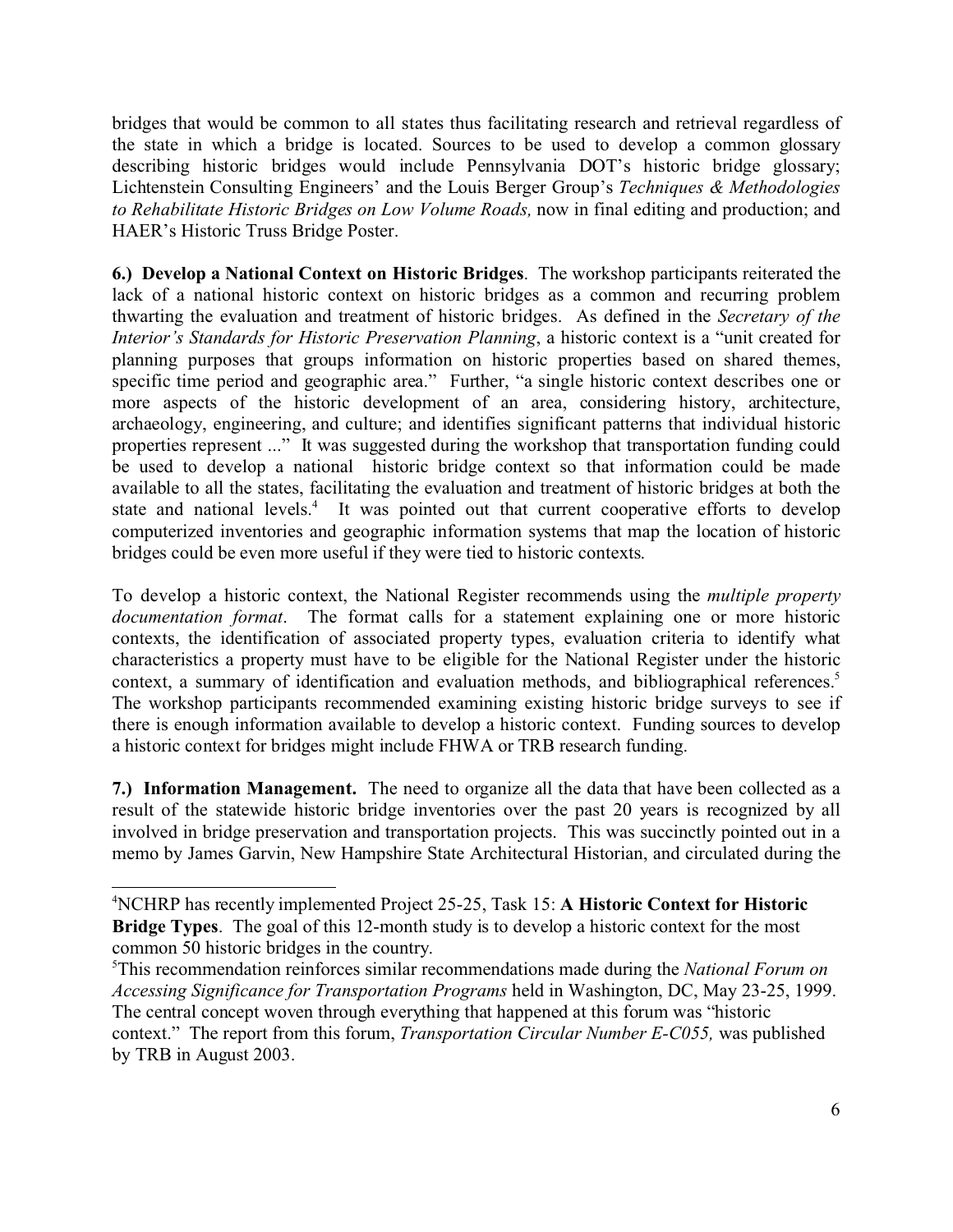bridges that would be common to all states thus facilitating research and retrieval regardless of the state in which a bridge is located. Sources to be used to develop a common glossary describing historic bridges would include Pennsylvania DOT's historic bridge glossary; Lichtenstein Consulting Engineers' and the Louis Berger Group's *Techniques & Methodologies to Rehabilitate Historic Bridges on Low Volume Roads,* now in final editing and production; and HAER's Historic Truss Bridge Poster.

**6.) Develop a National Context on Historic Bridges**. The workshop participants reiterated the lack of a national historic context on historic bridges as a common and recurring problem thwarting the evaluation and treatment of historic bridges. As defined in the *Secretary of the Interior's Standards for Historic Preservation Planning*, a historic context is a "unit created for planning purposes that groups information on historic properties based on shared themes, specific time period and geographic area." Further, "a single historic context describes one or more aspects of the historic development of an area, considering history, architecture, archaeology, engineering, and culture; and identifies significant patterns that individual historic properties represent ..." It was suggested during the workshop that transportation funding could be used to develop a national historic bridge context so that information could be made available to all the states, facilitating the evaluation and treatment of historic bridges at both the state and national levels.[4] It was pointed out that current cooperative efforts to develop computerized inventories and geographic information systems that map the location of historic bridges could be even more useful if they were tied to historic contexts.

To develop a historic context, the National Register recommends using the *multiple property documentation format*. The format calls for a statement explaining one or more historic contexts, the identification of associated property types, evaluation criteria to identify what characteristics a property must have to be eligible for the National Register under the historic context, a summary of identification and evaluation methods, and bibliographical references.[5] The workshop participants recommended examining existing historic bridge surveys to see if there is enough information available to develop a historic context. Funding sources to develop a historic context for bridges might include FHWA or TRB research funding.

**7.) Information Management.** The need to organize all the data that have been collected as a result of the statewide historic bridge inventories over the past 20 years is recognized by all involved in bridge preservation and transportation projects. This was succinctly pointed out in a memo by James Garvin, New Hampshire State Architectural Historian, and circulated during the

---

[4]NCHRP has recently implemented Project 25-25, Task 15: **A Historic Context for Historic Bridge Types**. The goal of this 12-month study is to develop a historic context for the most common 50 historic bridges in the country.

[5]This recommendation reinforces similar recommendations made during the *National Forum on Accessing Significance for Transportation Programs* held in Washington, DC, May 23-25, 1999. The central concept woven through everything that happened at this forum was "historic context." The report from this forum, *Transportation Circular Number E-C055,* was published by TRB in August 2003.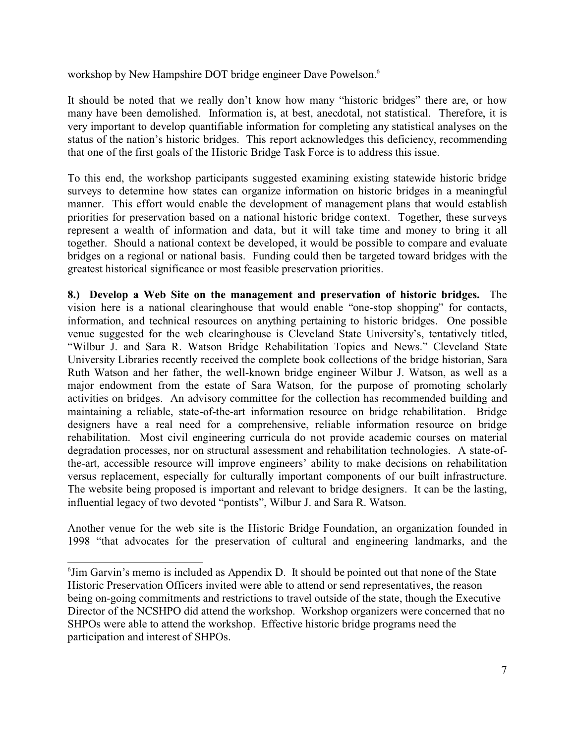workshop by New Hampshire DOT bridge engineer Dave Powelson.[6]

It should be noted that we really don't know how many "historic bridges" there are, or how many have been demolished. Information is, at best, anecdotal, not statistical. Therefore, it is very important to develop quantifiable information for completing any statistical analyses on the status of the nation's historic bridges. This report acknowledges this deficiency, recommending that one of the first goals of the Historic Bridge Task Force is to address this issue.

To this end, the workshop participants suggested examining existing statewide historic bridge surveys to determine how states can organize information on historic bridges in a meaningful manner. This effort would enable the development of management plans that would establish priorities for preservation based on a national historic bridge context. Together, these surveys represent a wealth of information and data, but it will take time and money to bring it all together. Should a national context be developed, it would be possible to compare and evaluate bridges on a regional or national basis. Funding could then be targeted toward bridges with the greatest historical significance or most feasible preservation priorities.

**8.) Develop a Web Site on the management and preservation of historic bridges.** The vision here is a national clearinghouse that would enable "one-stop shopping" for contacts, information, and technical resources on anything pertaining to historic bridges. One possible venue suggested for the web clearinghouse is Cleveland State University's, tentatively titled, "Wilbur J. and Sara R. Watson Bridge Rehabilitation Topics and News." Cleveland State University Libraries recently received the complete book collections of the bridge historian, Sara Ruth Watson and her father, the well-known bridge engineer Wilbur J. Watson, as well as a major endowment from the estate of Sara Watson, for the purpose of promoting scholarly activities on bridges. An advisory committee for the collection has recommended building and maintaining a reliable, state-of-the-art information resource on bridge rehabilitation. Bridge designers have a real need for a comprehensive, reliable information resource on bridge rehabilitation. Most civil engineering curricula do not provide academic courses on material degradation processes, nor on structural assessment and rehabilitation technologies. A state-of-the-art, accessible resource will improve engineers' ability to make decisions on rehabilitation versus replacement, especially for culturally important components of our built infrastructure. The website being proposed is important and relevant to bridge designers. It can be the lasting, influential legacy of two devoted "pontists", Wilbur J. and Sara R. Watson.

Another venue for the web site is the Historic Bridge Foundation, an organization founded in 1998 "that advocates for the preservation of cultural and engineering landmarks, and the

---

[6] Jim Garvin's memo is included as Appendix D. It should be pointed out that none of the State Historic Preservation Officers invited were able to attend or send representatives, the reason being on-going commitments and restrictions to travel outside of the state, though the Executive Director of the NCSHPO did attend the workshop. Workshop organizers were concerned that no SHPOs were able to attend the workshop. Effective historic bridge programs need the participation and interest of SHPOs.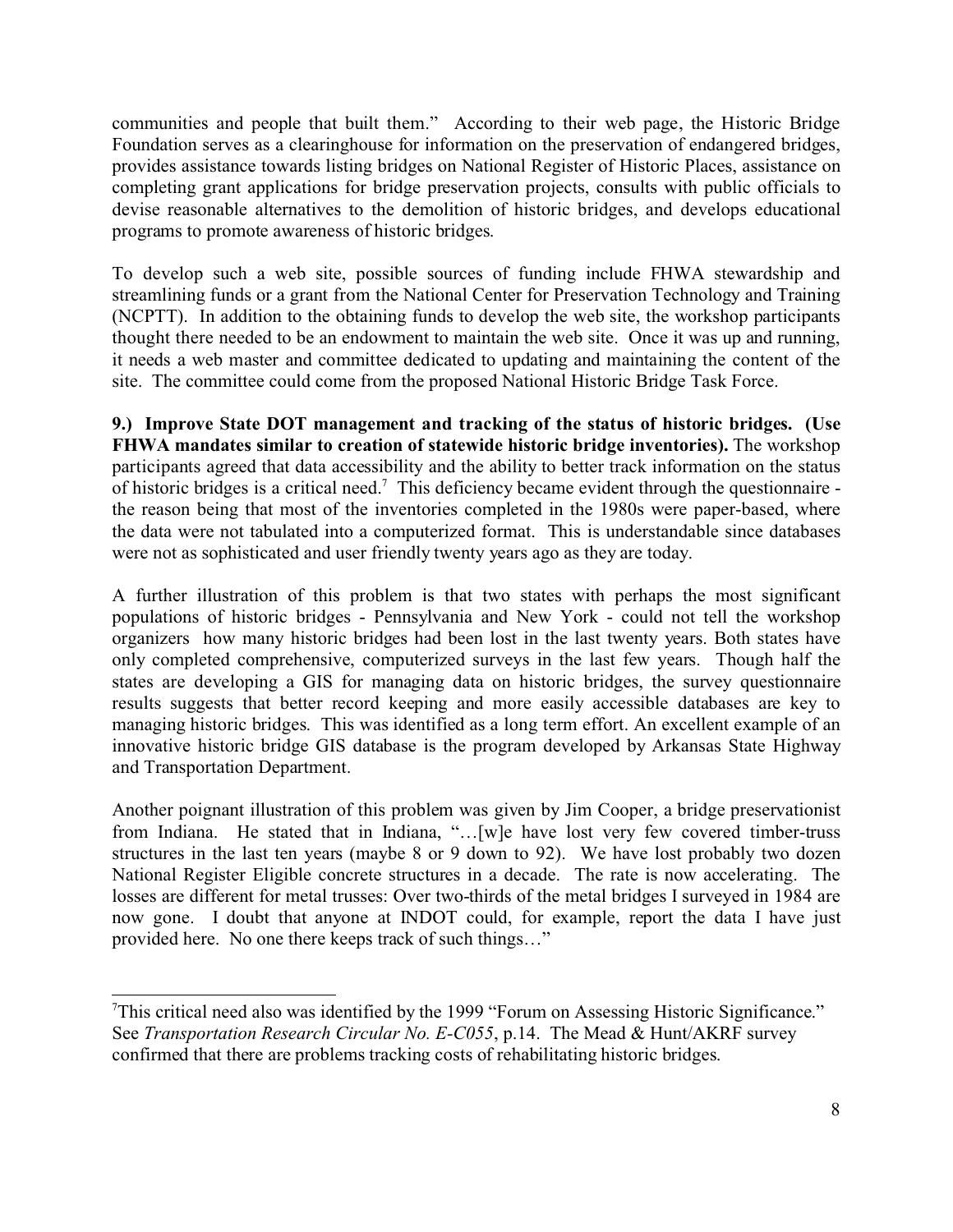communities and people that built them." According to their web page, the Historic Bridge Foundation serves as a clearinghouse for information on the preservation of endangered bridges, provides assistance towards listing bridges on National Register of Historic Places, assistance on completing grant applications for bridge preservation projects, consults with public officials to devise reasonable alternatives to the demolition of historic bridges, and develops educational programs to promote awareness of historic bridges.

To develop such a web site, possible sources of funding include FHWA stewardship and streamlining funds or a grant from the National Center for Preservation Technology and Training (NCPTT). In addition to the obtaining funds to develop the web site, the workshop participants thought there needed to be an endowment to maintain the web site. Once it was up and running, it needs a web master and committee dedicated to updating and maintaining the content of the site. The committee could come from the proposed National Historic Bridge Task Force.

**9.) Improve State DOT management and tracking of the status of historic bridges. (Use FHWA mandates similar to creation of statewide historic bridge inventories).** The workshop participants agreed that data accessibility and the ability to better track information on the status of historic bridges is a critical need.[7] This deficiency became evident through the questionnaire - the reason being that most of the inventories completed in the 1980s were paper-based, where the data were not tabulated into a computerized format. This is understandable since databases were not as sophisticated and user friendly twenty years ago as they are today.

A further illustration of this problem is that two states with perhaps the most significant populations of historic bridges - Pennsylvania and New York - could not tell the workshop organizers how many historic bridges had been lost in the last twenty years. Both states have only completed comprehensive, computerized surveys in the last few years. Though half the states are developing a GIS for managing data on historic bridges, the survey questionnaire results suggests that better record keeping and more easily accessible databases are key to managing historic bridges. This was identified as a long term effort. An excellent example of an innovative historic bridge GIS database is the program developed by Arkansas State Highway and Transportation Department.

Another poignant illustration of this problem was given by Jim Cooper, a bridge preservationist from Indiana. He stated that in Indiana, "…[w]e have lost very few covered timber-truss structures in the last ten years (maybe 8 or 9 down to 92). We have lost probably two dozen National Register Eligible concrete structures in a decade. The rate is now accelerating. The losses are different for metal trusses: Over two-thirds of the metal bridges I surveyed in 1984 are now gone. I doubt that anyone at INDOT could, for example, report the data I have just provided here. No one there keeps track of such things…"

---

[7] This critical need also was identified by the 1999 "Forum on Assessing Historic Significance." See *Transportation Research Circular No. E-C055*, p.14. The Mead & Hunt/AKRF survey confirmed that there are problems tracking costs of rehabilitating historic bridges.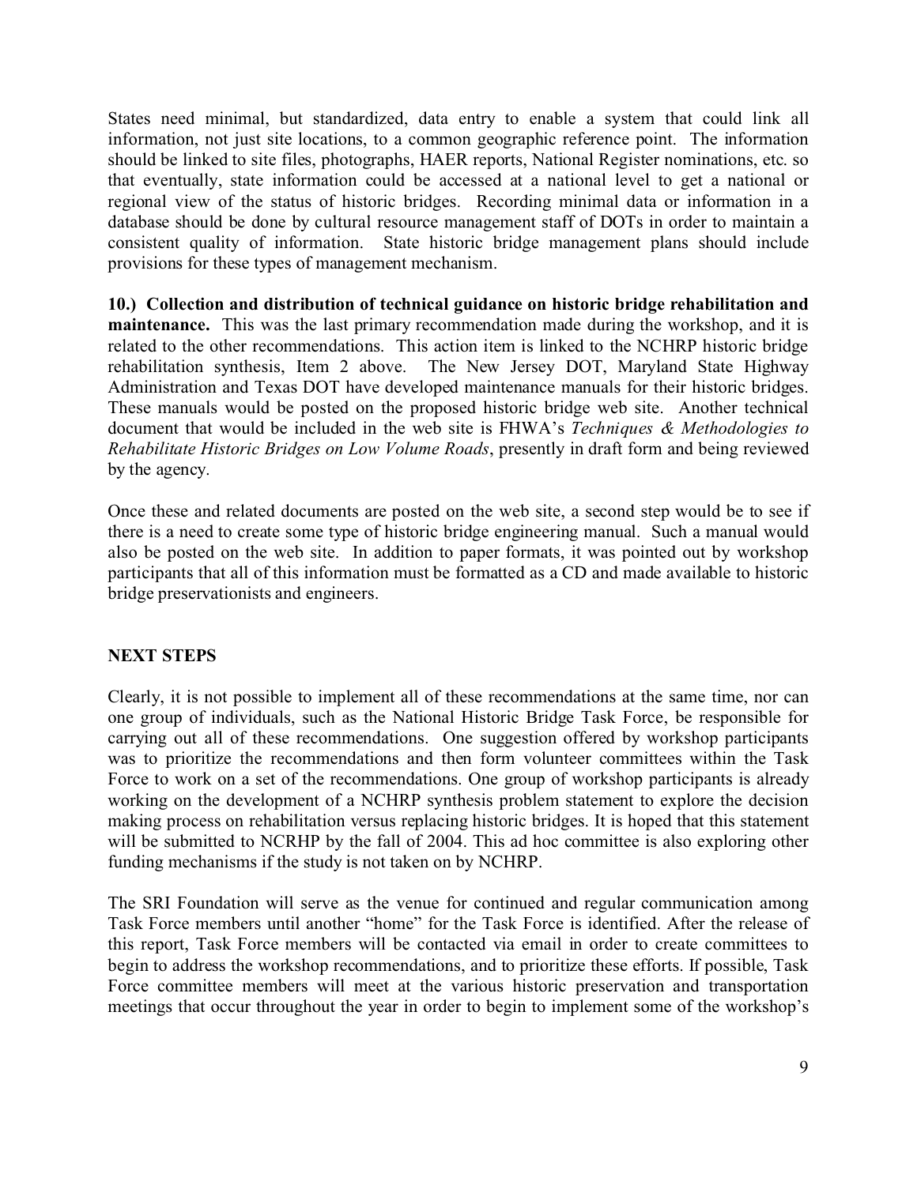States need minimal, but standardized, data entry to enable a system that could link all information, not just site locations, to a common geographic reference point. The information should be linked to site files, photographs, HAER reports, National Register nominations, etc. so that eventually, state information could be accessed at a national level to get a national or regional view of the status of historic bridges. Recording minimal data or information in a database should be done by cultural resource management staff of DOTs in order to maintain a consistent quality of information. State historic bridge management plans should include provisions for these types of management mechanism.

**10.) Collection and distribution of technical guidance on historic bridge rehabilitation and maintenance.** This was the last primary recommendation made during the workshop, and it is related to the other recommendations. This action item is linked to the NCHRP historic bridge rehabilitation synthesis, Item 2 above. The New Jersey DOT, Maryland State Highway Administration and Texas DOT have developed maintenance manuals for their historic bridges. These manuals would be posted on the proposed historic bridge web site. Another technical document that would be included in the web site is FHWA's *Techniques & Methodologies to Rehabilitate Historic Bridges on Low Volume Roads*, presently in draft form and being reviewed by the agency.

Once these and related documents are posted on the web site, a second step would be to see if there is a need to create some type of historic bridge engineering manual. Such a manual would also be posted on the web site. In addition to paper formats, it was pointed out by workshop participants that all of this information must be formatted as a CD and made available to historic bridge preservationists and engineers.

## NEXT STEPS

Clearly, it is not possible to implement all of these recommendations at the same time, nor can one group of individuals, such as the National Historic Bridge Task Force, be responsible for carrying out all of these recommendations. One suggestion offered by workshop participants was to prioritize the recommendations and then form volunteer committees within the Task Force to work on a set of the recommendations. One group of workshop participants is already working on the development of a NCHRP synthesis problem statement to explore the decision making process on rehabilitation versus replacing historic bridges. It is hoped that this statement will be submitted to NCRHP by the fall of 2004. This ad hoc committee is also exploring other funding mechanisms if the study is not taken on by NCHRP.

The SRI Foundation will serve as the venue for continued and regular communication among Task Force members until another "home" for the Task Force is identified. After the release of this report, Task Force members will be contacted via email in order to create committees to begin to address the workshop recommendations, and to prioritize these efforts. If possible, Task Force committee members will meet at the various historic preservation and transportation meetings that occur throughout the year in order to begin to implement some of the workshop's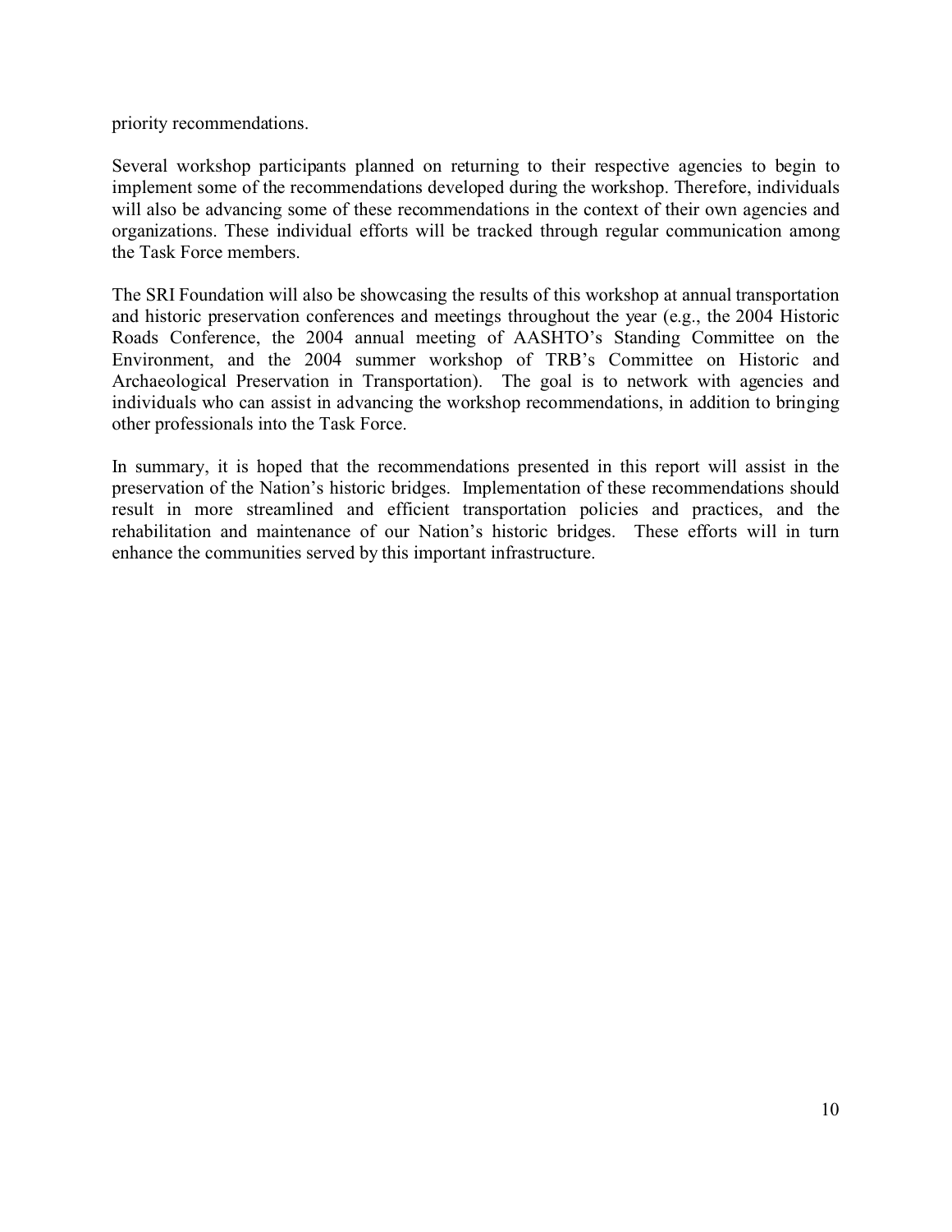priority recommendations.

Several workshop participants planned on returning to their respective agencies to begin to implement some of the recommendations developed during the workshop. Therefore, individuals will also be advancing some of these recommendations in the context of their own agencies and organizations. These individual efforts will be tracked through regular communication among the Task Force members.

The SRI Foundation will also be showcasing the results of this workshop at annual transportation and historic preservation conferences and meetings throughout the year (e.g., the 2004 Historic Roads Conference, the 2004 annual meeting of AASHTO's Standing Committee on the Environment, and the 2004 summer workshop of TRB's Committee on Historic and Archaeological Preservation in Transportation). The goal is to network with agencies and individuals who can assist in advancing the workshop recommendations, in addition to bringing other professionals into the Task Force.

In summary, it is hoped that the recommendations presented in this report will assist in the preservation of the Nation's historic bridges. Implementation of these recommendations should result in more streamlined and efficient transportation policies and practices, and the rehabilitation and maintenance of our Nation's historic bridges. These efforts will in turn enhance the communities served by this important infrastructure.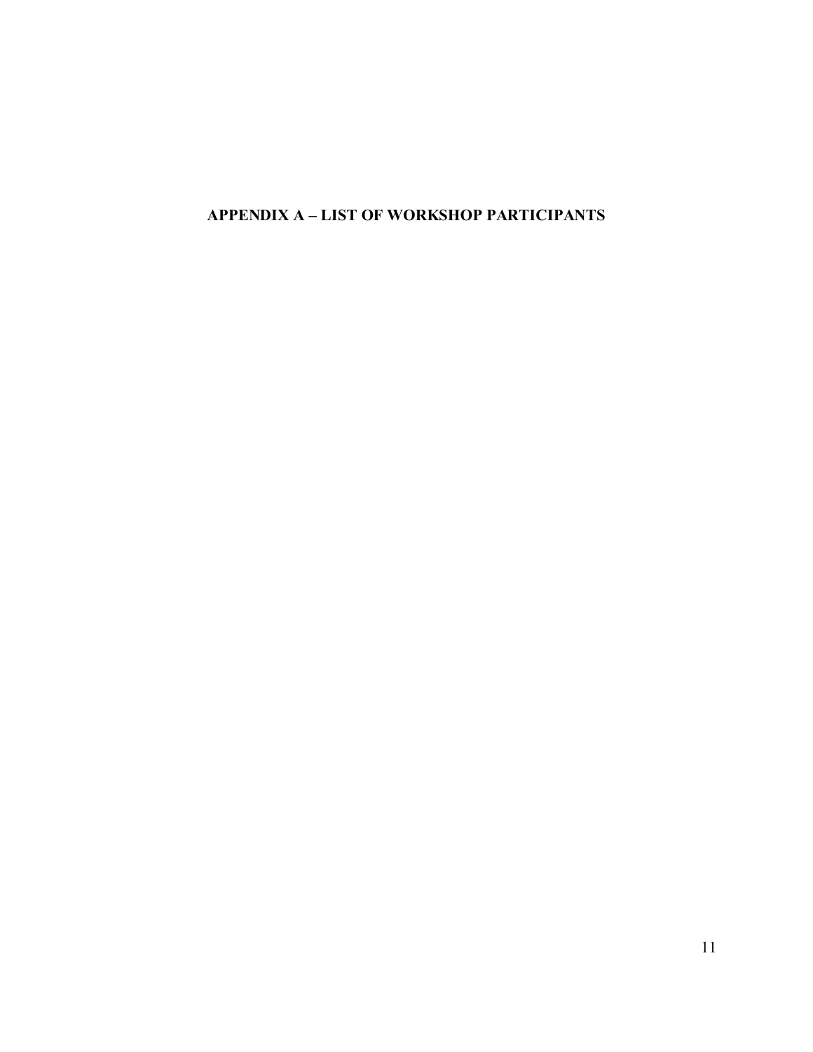# APPENDIX A – LIST OF WORKSHOP PARTICIPANTS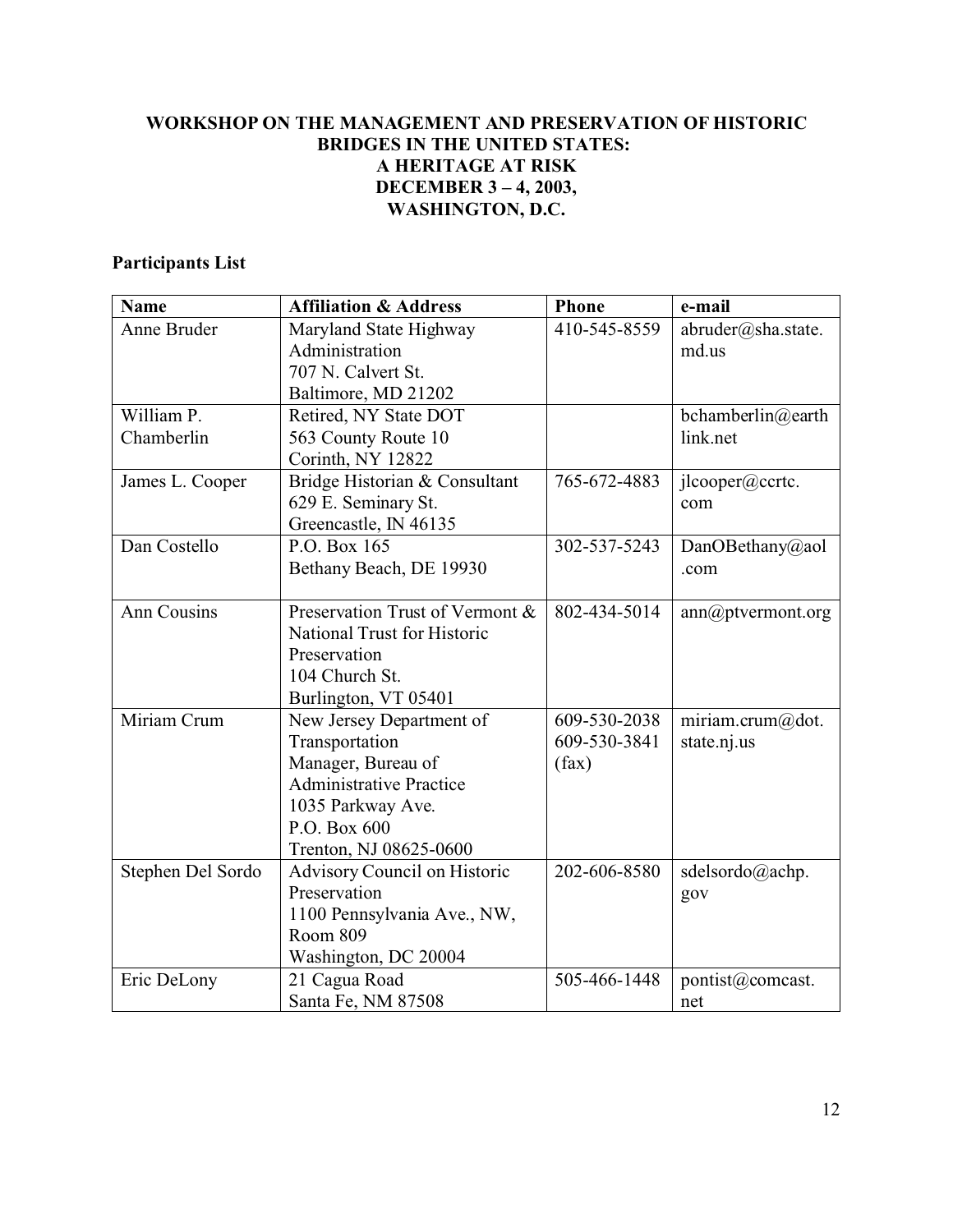**WORKSHOP ON THE MANAGEMENT AND PRESERVATION OF HISTORIC BRIDGES IN THE UNITED STATES: A HERITAGE AT RISK DECEMBER 3 – 4, 2003, WASHINGTON, D.C.**

**Participants List**

| Name | Affiliation & Address | Phone | e-mail |
|---|---|---|---|
| Anne Bruder | Maryland State Highway Administration<br>707 N. Calvert St.<br>Baltimore, MD 21202 | 410-545-8559 | abruder@sha.state.md.us |
| William P. Chamberlin | Retired, NY State DOT<br>563 County Route 10<br>Corinth, NY 12822 | | bchamberlin@earthlink.net |
| James L. Cooper | Bridge Historian & Consultant<br>629 E. Seminary St.<br>Greencastle, IN 46135 | 765-672-4883 | jlcooper@ccrtc.com |
| Dan Costello | P.O. Box 165<br>Bethany Beach, DE 19930 | 302-537-5243 | DanOBethany@aol.com |
| Ann Cousins | Preservation Trust of Vermont & National Trust for Historic Preservation<br>104 Church St.<br>Burlington, VT 05401 | 802-434-5014 | ann@ptvermont.org |
| Miriam Crum | New Jersey Department of Transportation<br>Manager, Bureau of Administrative Practice<br>1035 Parkway Ave.<br>P.O. Box 600<br>Trenton, NJ 08625-0600 | 609-530-2038<br>609-530-3841 (fax) | miriam.crum@dot.state.nj.us |
| Stephen Del Sordo | Advisory Council on Historic Preservation<br>1100 Pennsylvania Ave., NW, Room 809<br>Washington, DC 20004 | 202-606-8580 | sdelsordo@achp.gov |
| Eric DeLony | 21 Cagua Road<br>Santa Fe, NM 87508 | 505-466-1448 | pontist@comcast.net |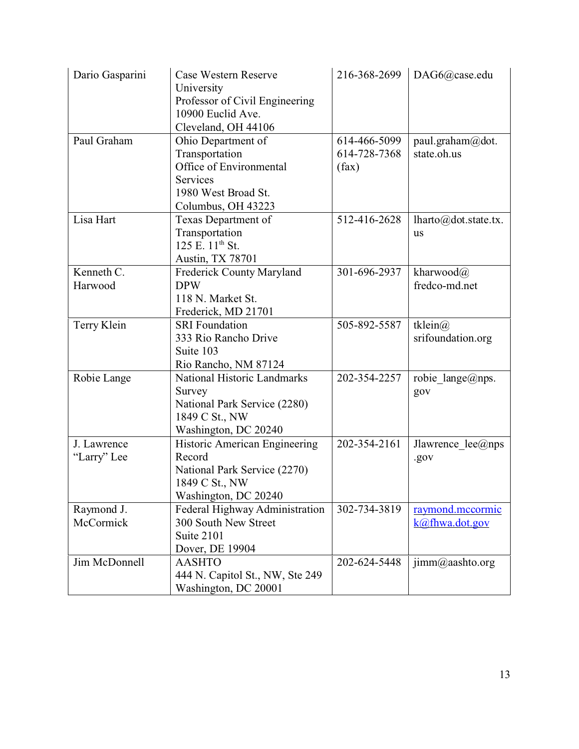| Dario Gasparini | Case Western Reserve University<br>Professor of Civil Engineering<br>10900 Euclid Ave.<br>Cleveland, OH 44106 | 216-368-2699 | DAG6@case.edu |
|---|---|---|---|
| Paul Graham | Ohio Department of Transportation<br>Office of Environmental Services<br>1980 West Broad St.<br>Columbus, OH 43223 | 614-466-5099<br>614-728-7368 (fax) | paul.graham@dot.state.oh.us |
| Lisa Hart | Texas Department of Transportation<br>125 E. 11th St.<br>Austin, TX 78701 | 512-416-2628 | lharto@dot.state.tx.us |
| Kenneth C. Harwood | Frederick County Maryland DPW<br>118 N. Market St.<br>Frederick, MD 21701 | 301-696-2937 | kharwood@fredco-md.net |
| Terry Klein | SRI Foundation<br>333 Rio Rancho Drive<br>Suite 103<br>Rio Rancho, NM 87124 | 505-892-5587 | tklein@srifoundation.org |
| Robie Lange | National Historic Landmarks Survey<br>National Park Service (2280)<br>1849 C St., NW<br>Washington, DC 20240 | 202-354-2257 | robie_lange@nps.gov |
| J. Lawrence "Larry" Lee | Historic American Engineering Record<br>National Park Service (2270)<br>1849 C St., NW<br>Washington, DC 20240 | 202-354-2161 | Jlawrence_lee@nps.gov |
| Raymond J. McCormick | Federal Highway Administration<br>300 South New Street<br>Suite 2101<br>Dover, DE 19904 | 302-734-3819 | raymond.mccormick@fhwa.dot.gov |
| Jim McDonnell | AASHTO<br>444 N. Capitol St., NW, Ste 249<br>Washington, DC 20001 | 202-624-5448 | jimm@aashto.org |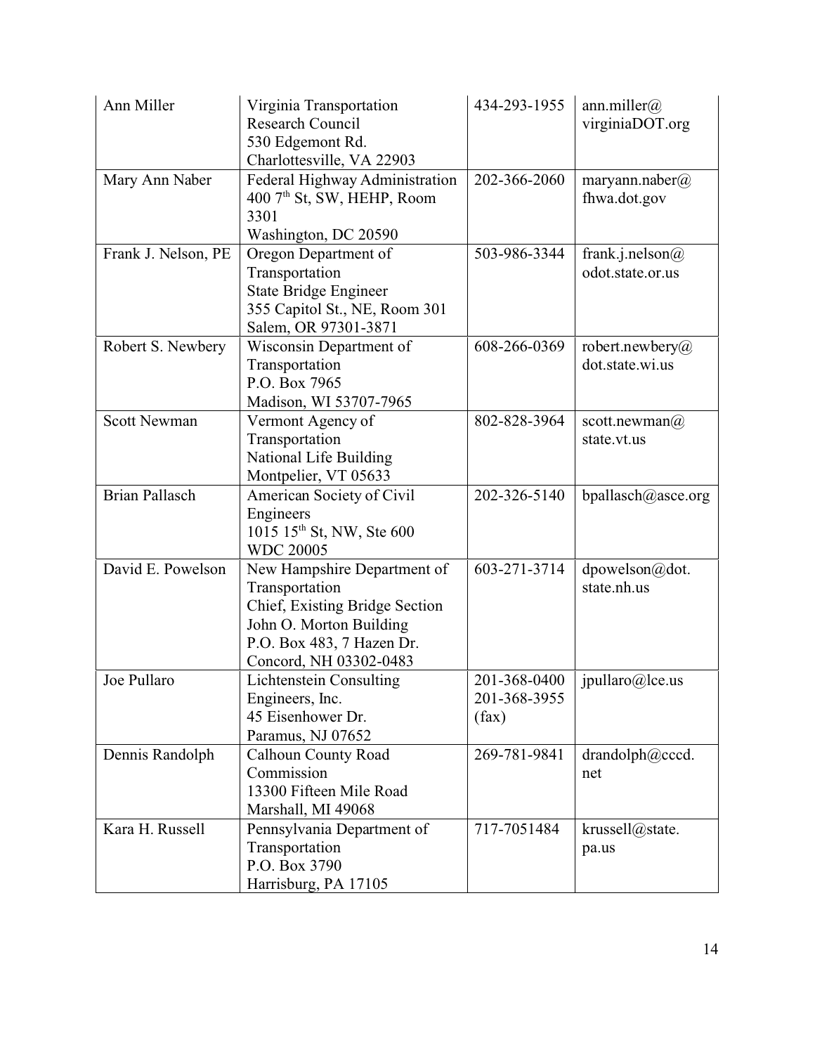| Ann Miller | Virginia Transportation Research Council<br>530 Edgemont Rd.<br>Charlottesville, VA 22903 | 434-293-1955 | ann.miller@ virginiaDOT.org |
|---|---|---|---|
| Mary Ann Naber | Federal Highway Administration<br>400 7th St, SW, HEHP, Room 3301<br>Washington, DC 20590 | 202-366-2060 | maryann.naber@ fhwa.dot.gov |
| Frank J. Nelson, PE | Oregon Department of Transportation<br>State Bridge Engineer<br>355 Capitol St., NE, Room 301<br>Salem, OR 97301-3871 | 503-986-3344 | frank.j.nelson@ odot.state.or.us |
| Robert S. Newbery | Wisconsin Department of Transportation<br>P.O. Box 7965<br>Madison, WI 53707-7965 | 608-266-0369 | robert.newbery@ dot.state.wi.us |
| Scott Newman | Vermont Agency of Transportation<br>National Life Building<br>Montpelier, VT 05633 | 802-828-3964 | scott.newman@ state.vt.us |
| Brian Pallasch | American Society of Civil Engineers<br>1015 15th St, NW, Ste 600<br>WDC 20005 | 202-326-5140 | bpallasch@asce.org |
| David E. Powelson | New Hampshire Department of Transportation<br>Chief, Existing Bridge Section<br>John O. Morton Building<br>P.O. Box 483, 7 Hazen Dr.<br>Concord, NH 03302-0483 | 603-271-3714 | dpowelson@dot. state.nh.us |
| Joe Pullaro | Lichtenstein Consulting Engineers, Inc.<br>45 Eisenhower Dr.<br>Paramus, NJ 07652 | 201-368-0400<br>201-368-3955 (fax) | jpullaro@lce.us |
| Dennis Randolph | Calhoun County Road Commission<br>13300 Fifteen Mile Road<br>Marshall, MI 49068 | 269-781-9841 | drandolph@cccd. net |
| Kara H. Russell | Pennsylvania Department of Transportation<br>P.O. Box 3790<br>Harrisburg, PA 17105 | 717-7051484 | krussell@state. pa.us |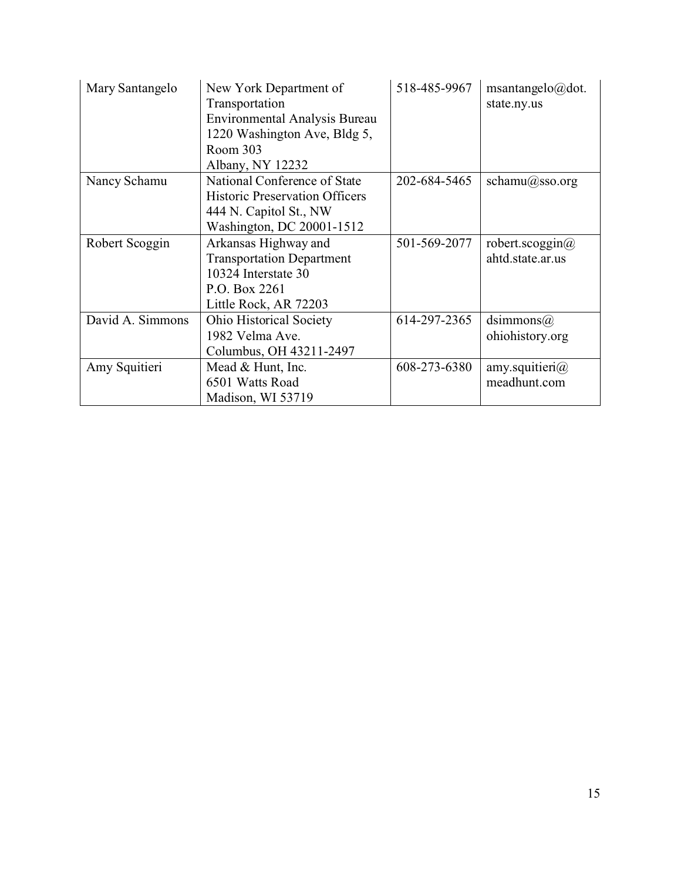| | | | |
|---|---|---|---|
| Mary Santangelo | New York Department of Transportation<br>Environmental Analysis Bureau<br>1220 Washington Ave, Bldg 5, Room 303<br>Albany, NY 12232 | 518-485-9967 | msantangelo@dot.state.ny.us |
| Nancy Schamu | National Conference of State Historic Preservation Officers<br>444 N. Capitol St., NW<br>Washington, DC 20001-1512 | 202-684-5465 | schamu@sso.org |
| Robert Scoggin | Arkansas Highway and Transportation Department<br>10324 Interstate 30<br>P.O. Box 2261<br>Little Rock, AR 72203 | 501-569-2077 | robert.scoggin@ahtd.state.ar.us |
| David A. Simmons | Ohio Historical Society<br>1982 Velma Ave.<br>Columbus, OH 43211-2497 | 614-297-2365 | dsimmons@ohiohistory.org |
| Amy Squitieri | Mead & Hunt, Inc.<br>6501 Watts Road<br>Madison, WI 53719 | 608-273-6380 | amy.squitieri@meadhunt.com |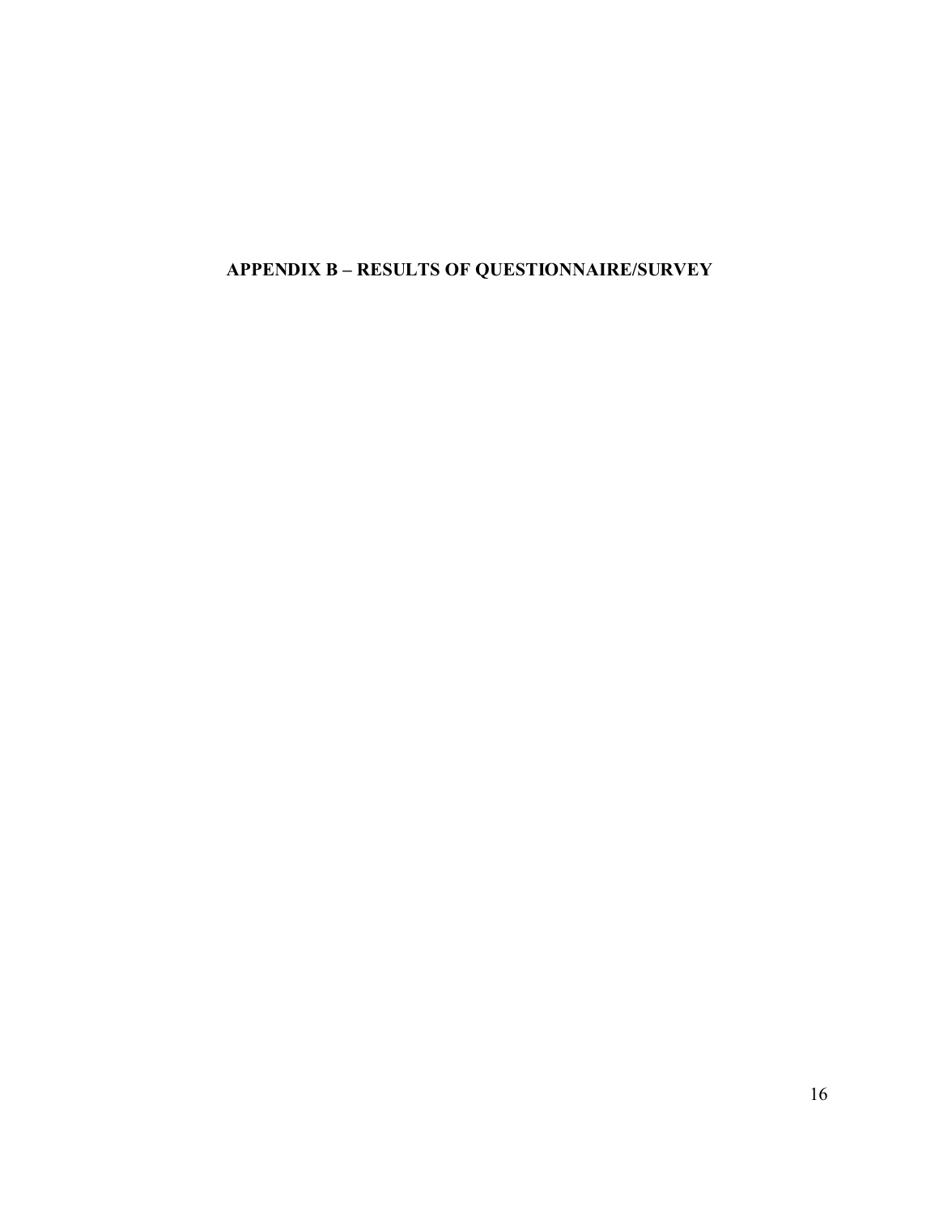# APPENDIX B – RESULTS OF QUESTIONNAIRE/SURVEY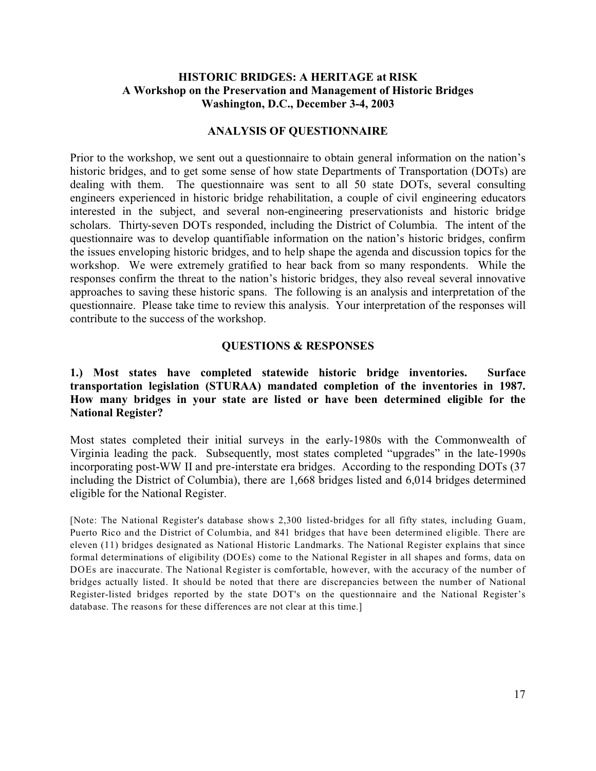**HISTORIC BRIDGES: A HERITAGE at RISK**
**A Workshop on the Preservation and Management of Historic Bridges**
**Washington, D.C., December 3-4, 2003**

## ANALYSIS OF QUESTIONNAIRE

Prior to the workshop, we sent out a questionnaire to obtain general information on the nation's historic bridges, and to get some sense of how state Departments of Transportation (DOTs) are dealing with them. The questionnaire was sent to all 50 state DOTs, several consulting engineers experienced in historic bridge rehabilitation, a couple of civil engineering educators interested in the subject, and several non-engineering preservationists and historic bridge scholars. Thirty-seven DOTs responded, including the District of Columbia. The intent of the questionnaire was to develop quantifiable information on the nation's historic bridges, confirm the issues enveloping historic bridges, and to help shape the agenda and discussion topics for the workshop. We were extremely gratified to hear back from so many respondents. While the responses confirm the threat to the nation's historic bridges, they also reveal several innovative approaches to saving these historic spans. The following is an analysis and interpretation of the questionnaire. Please take time to review this analysis. Your interpretation of the responses will contribute to the success of the workshop.

## QUESTIONS & RESPONSES

**1.) Most states have completed statewide historic bridge inventories. Surface transportation legislation (STURAA) mandated completion of the inventories in 1987. How many bridges in your state are listed or have been determined eligible for the National Register?**

Most states completed their initial surveys in the early-1980s with the Commonwealth of Virginia leading the pack. Subsequently, most states completed "upgrades" in the late-1990s incorporating post-WW II and pre-interstate era bridges. According to the responding DOTs (37 including the District of Columbia), there are 1,668 bridges listed and 6,014 bridges determined eligible for the National Register.

[Note: The National Register's database shows 2,300 listed-bridges for all fifty states, including Guam, Puerto Rico and the District of Columbia, and 841 bridges that have been determined eligible. There are eleven (11) bridges designated as National Historic Landmarks. The National Register explains that since formal determinations of eligibility (DOEs) come to the National Register in all shapes and forms, data on DOEs are inaccurate. The National Register is comfortable, however, with the accuracy of the number of bridges actually listed. It should be noted that there are discrepancies between the number of National Register-listed bridges reported by the state DOT's on the questionnaire and the National Register's database. The reasons for these differences are not clear at this time.]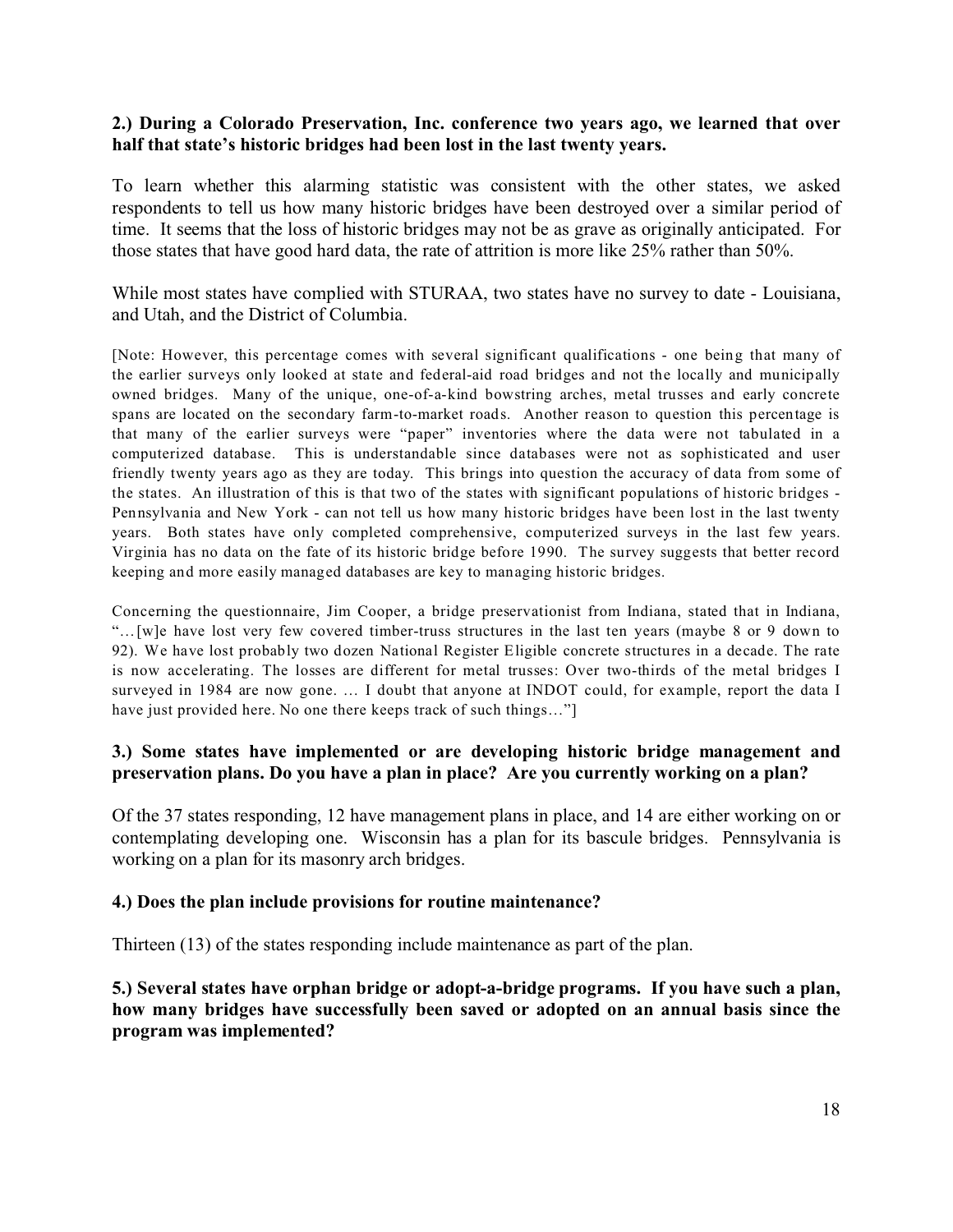**2.) During a Colorado Preservation, Inc. conference two years ago, we learned that over half that state's historic bridges had been lost in the last twenty years.**

To learn whether this alarming statistic was consistent with the other states, we asked respondents to tell us how many historic bridges have been destroyed over a similar period of time. It seems that the loss of historic bridges may not be as grave as originally anticipated. For those states that have good hard data, the rate of attrition is more like 25% rather than 50%.

While most states have complied with STURAA, two states have no survey to date - Louisiana, and Utah, and the District of Columbia.

[Note: However, this percentage comes with several significant qualifications - one being that many of the earlier surveys only looked at state and federal-aid road bridges and not the locally and municipally owned bridges. Many of the unique, one-of-a-kind bowstring arches, metal trusses and early concrete spans are located on the secondary farm-to-market roads. Another reason to question this percentage is that many of the earlier surveys were "paper" inventories where the data were not tabulated in a computerized database. This is understandable since databases were not as sophisticated and user friendly twenty years ago as they are today. This brings into question the accuracy of data from some of the states. An illustration of this is that two of the states with significant populations of historic bridges - Pennsylvania and New York - can not tell us how many historic bridges have been lost in the last twenty years. Both states have only completed comprehensive, computerized surveys in the last few years. Virginia has no data on the fate of its historic bridge before 1990. The survey suggests that better record keeping and more easily managed databases are key to managing historic bridges.

Concerning the questionnaire, Jim Cooper, a bridge preservationist from Indiana, stated that in Indiana, "…[w]e have lost very few covered timber-truss structures in the last ten years (maybe 8 or 9 down to 92). We have lost probably two dozen National Register Eligible concrete structures in a decade. The rate is now accelerating. The losses are different for metal trusses: Over two-thirds of the metal bridges I surveyed in 1984 are now gone. … I doubt that anyone at INDOT could, for example, report the data I have just provided here. No one there keeps track of such things…"]

**3.) Some states have implemented or are developing historic bridge management and preservation plans. Do you have a plan in place? Are you currently working on a plan?**

Of the 37 states responding, 12 have management plans in place, and 14 are either working on or contemplating developing one. Wisconsin has a plan for its bascule bridges. Pennsylvania is working on a plan for its masonry arch bridges.

**4.) Does the plan include provisions for routine maintenance?**

Thirteen (13) of the states responding include maintenance as part of the plan.

**5.) Several states have orphan bridge or adopt-a-bridge programs. If you have such a plan, how many bridges have successfully been saved or adopted on an annual basis since the program was implemented?**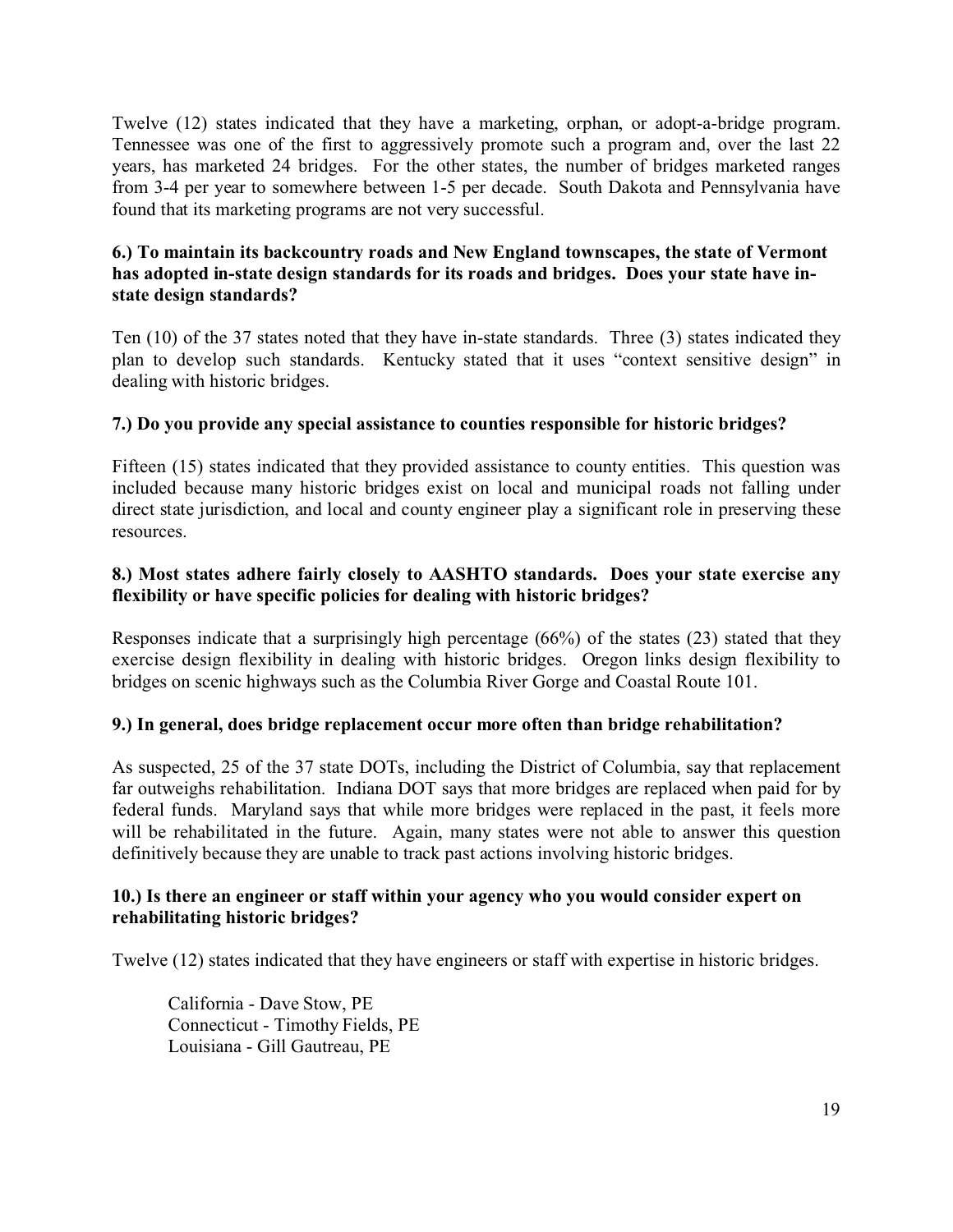Twelve (12) states indicated that they have a marketing, orphan, or adopt-a-bridge program. Tennessee was one of the first to aggressively promote such a program and, over the last 22 years, has marketed 24 bridges. For the other states, the number of bridges marketed ranges from 3-4 per year to somewhere between 1-5 per decade. South Dakota and Pennsylvania have found that its marketing programs are not very successful.

**6.) To maintain its backcountry roads and New England townscapes, the state of Vermont has adopted in-state design standards for its roads and bridges. Does your state have in-state design standards?**

Ten (10) of the 37 states noted that they have in-state standards. Three (3) states indicated they plan to develop such standards. Kentucky stated that it uses "context sensitive design" in dealing with historic bridges.

**7.) Do you provide any special assistance to counties responsible for historic bridges?**

Fifteen (15) states indicated that they provided assistance to county entities. This question was included because many historic bridges exist on local and municipal roads not falling under direct state jurisdiction, and local and county engineer play a significant role in preserving these resources.

**8.) Most states adhere fairly closely to AASHTO standards. Does your state exercise any flexibility or have specific policies for dealing with historic bridges?**

Responses indicate that a surprisingly high percentage (66%) of the states (23) stated that they exercise design flexibility in dealing with historic bridges. Oregon links design flexibility to bridges on scenic highways such as the Columbia River Gorge and Coastal Route 101.

**9.) In general, does bridge replacement occur more often than bridge rehabilitation?**

As suspected, 25 of the 37 state DOTs, including the District of Columbia, say that replacement far outweighs rehabilitation. Indiana DOT says that more bridges are replaced when paid for by federal funds. Maryland says that while more bridges were replaced in the past, it feels more will be rehabilitated in the future. Again, many states were not able to answer this question definitively because they are unable to track past actions involving historic bridges.

**10.) Is there an engineer or staff within your agency who you would consider expert on rehabilitating historic bridges?**

Twelve (12) states indicated that they have engineers or staff with expertise in historic bridges.

California - Dave Stow, PE
Connecticut - Timothy Fields, PE
Louisiana - Gill Gautreau, PE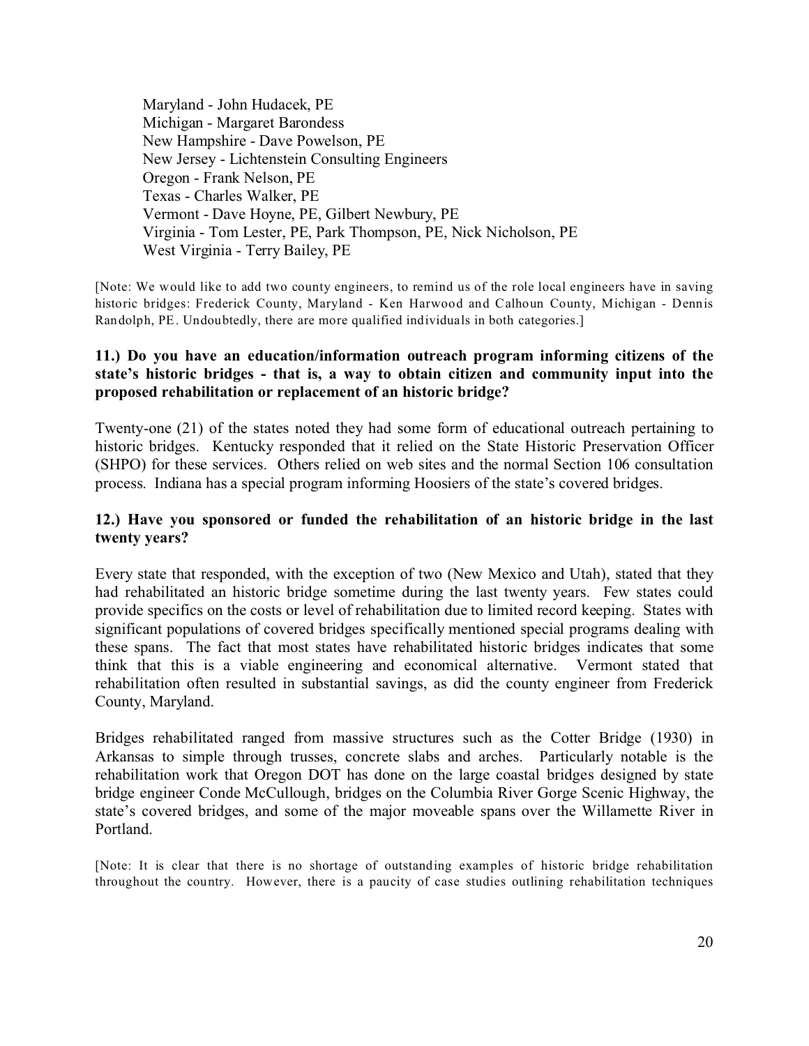Maryland - John Hudacek, PE
Michigan - Margaret Barondess
New Hampshire - Dave Powelson, PE
New Jersey - Lichtenstein Consulting Engineers
Oregon - Frank Nelson, PE
Texas - Charles Walker, PE
Vermont - Dave Hoyne, PE, Gilbert Newbury, PE
Virginia - Tom Lester, PE, Park Thompson, PE, Nick Nicholson, PE
West Virginia - Terry Bailey, PE

[Note: We would like to add two county engineers, to remind us of the role local engineers have in saving historic bridges: Frederick County, Maryland - Ken Harwood and Calhoun County, Michigan - Dennis Randolph, PE. Undoubtedly, there are more qualified individuals in both categories.]

**11.) Do you have an education/information outreach program informing citizens of the state's historic bridges - that is, a way to obtain citizen and community input into the proposed rehabilitation or replacement of an historic bridge?**

Twenty-one (21) of the states noted they had some form of educational outreach pertaining to historic bridges. Kentucky responded that it relied on the State Historic Preservation Officer (SHPO) for these services. Others relied on web sites and the normal Section 106 consultation process. Indiana has a special program informing Hoosiers of the state's covered bridges.

**12.) Have you sponsored or funded the rehabilitation of an historic bridge in the last twenty years?**

Every state that responded, with the exception of two (New Mexico and Utah), stated that they had rehabilitated an historic bridge sometime during the last twenty years. Few states could provide specifics on the costs or level of rehabilitation due to limited record keeping. States with significant populations of covered bridges specifically mentioned special programs dealing with these spans. The fact that most states have rehabilitated historic bridges indicates that some think that this is a viable engineering and economical alternative. Vermont stated that rehabilitation often resulted in substantial savings, as did the county engineer from Frederick County, Maryland.

Bridges rehabilitated ranged from massive structures such as the Cotter Bridge (1930) in Arkansas to simple through trusses, concrete slabs and arches. Particularly notable is the rehabilitation work that Oregon DOT has done on the large coastal bridges designed by state bridge engineer Conde McCullough, bridges on the Columbia River Gorge Scenic Highway, the state's covered bridges, and some of the major moveable spans over the Willamette River in Portland.

[Note: It is clear that there is no shortage of outstanding examples of historic bridge rehabilitation throughout the country. However, there is a paucity of case studies outlining rehabilitation techniques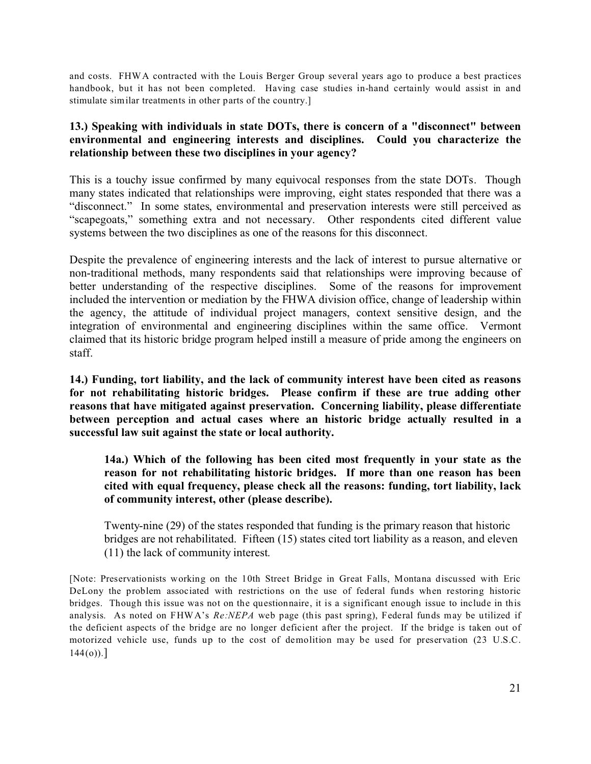and costs. FHWA contracted with the Louis Berger Group several years ago to produce a best practices handbook, but it has not been completed. Having case studies in-hand certainly would assist in and stimulate similar treatments in other parts of the country.]

**13.) Speaking with individuals in state DOTs, there is concern of a "disconnect" between environmental and engineering interests and disciplines. Could you characterize the relationship between these two disciplines in your agency?**

This is a touchy issue confirmed by many equivocal responses from the state DOTs. Though many states indicated that relationships were improving, eight states responded that there was a "disconnect." In some states, environmental and preservation interests were still perceived as "scapegoats," something extra and not necessary. Other respondents cited different value systems between the two disciplines as one of the reasons for this disconnect.

Despite the prevalence of engineering interests and the lack of interest to pursue alternative or non-traditional methods, many respondents said that relationships were improving because of better understanding of the respective disciplines. Some of the reasons for improvement included the intervention or mediation by the FHWA division office, change of leadership within the agency, the attitude of individual project managers, context sensitive design, and the integration of environmental and engineering disciplines within the same office. Vermont claimed that its historic bridge program helped instill a measure of pride among the engineers on staff.

**14.) Funding, tort liability, and the lack of community interest have been cited as reasons for not rehabilitating historic bridges. Please confirm if these are true adding other reasons that have mitigated against preservation. Concerning liability, please differentiate between perception and actual cases where an historic bridge actually resulted in a successful law suit against the state or local authority.**

> **14a.) Which of the following has been cited most frequently in your state as the reason for not rehabilitating historic bridges. If more than one reason has been cited with equal frequency, please check all the reasons: funding, tort liability, lack of community interest, other (please describe).**
>
> Twenty-nine (29) of the states responded that funding is the primary reason that historic bridges are not rehabilitated. Fifteen (15) states cited tort liability as a reason, and eleven (11) the lack of community interest.

[Note: Preservationists working on the 10th Street Bridge in Great Falls, Montana discussed with Eric DeLony the problem associated with restrictions on the use of federal funds when restoring historic bridges. Though this issue was not on the questionnaire, it is a significant enough issue to include in this analysis. As noted on FHWA's *Re:NEPA* web page (this past spring), Federal funds may be utilized if the deficient aspects of the bridge are no longer deficient after the project. If the bridge is taken out of motorized vehicle use, funds up to the cost of demolition may be used for preservation (23 U.S.C. 144(o)).]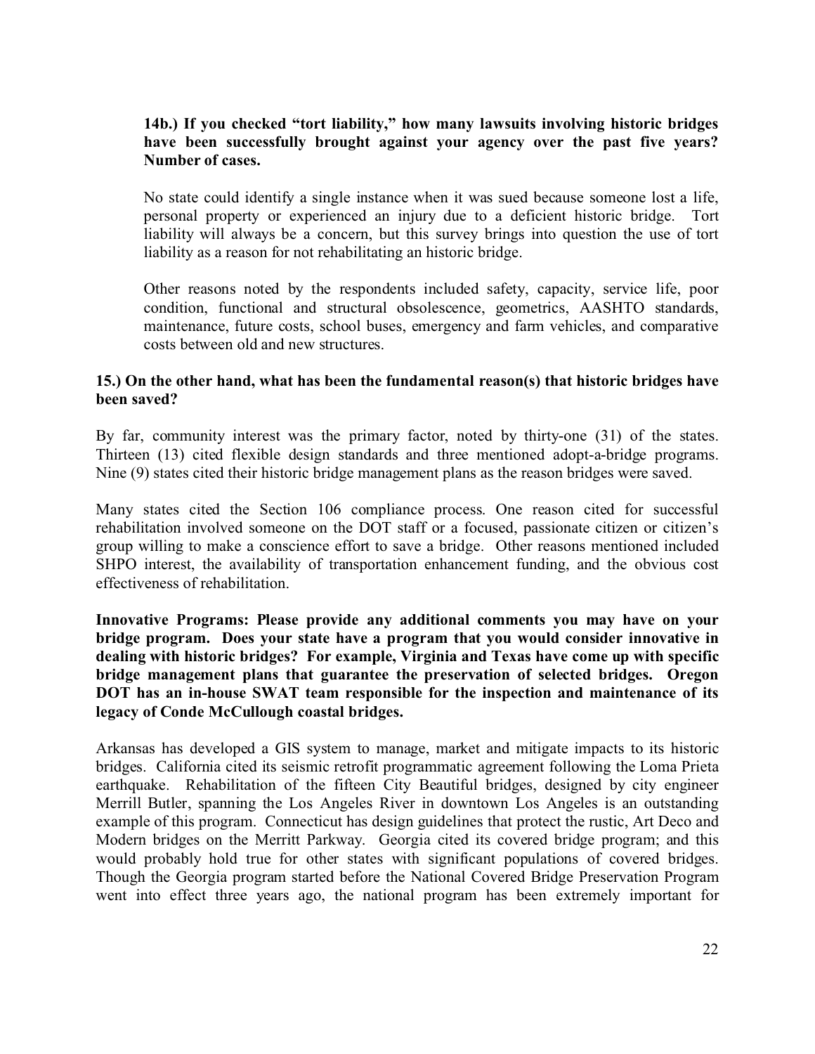**14b.) If you checked "tort liability," how many lawsuits involving historic bridges have been successfully brought against your agency over the past five years? Number of cases.**

No state could identify a single instance when it was sued because someone lost a life, personal property or experienced an injury due to a deficient historic bridge. Tort liability will always be a concern, but this survey brings into question the use of tort liability as a reason for not rehabilitating an historic bridge.

Other reasons noted by the respondents included safety, capacity, service life, poor condition, functional and structural obsolescence, geometrics, AASHTO standards, maintenance, future costs, school buses, emergency and farm vehicles, and comparative costs between old and new structures.

**15.) On the other hand, what has been the fundamental reason(s) that historic bridges have been saved?**

By far, community interest was the primary factor, noted by thirty-one (31) of the states. Thirteen (13) cited flexible design standards and three mentioned adopt-a-bridge programs. Nine (9) states cited their historic bridge management plans as the reason bridges were saved.

Many states cited the Section 106 compliance process. One reason cited for successful rehabilitation involved someone on the DOT staff or a focused, passionate citizen or citizen's group willing to make a conscience effort to save a bridge. Other reasons mentioned included SHPO interest, the availability of transportation enhancement funding, and the obvious cost effectiveness of rehabilitation.

**Innovative Programs: Please provide any additional comments you may have on your bridge program. Does your state have a program that you would consider innovative in dealing with historic bridges? For example, Virginia and Texas have come up with specific bridge management plans that guarantee the preservation of selected bridges. Oregon DOT has an in-house SWAT team responsible for the inspection and maintenance of its legacy of Conde McCullough coastal bridges.**

Arkansas has developed a GIS system to manage, market and mitigate impacts to its historic bridges. California cited its seismic retrofit programmatic agreement following the Loma Prieta earthquake. Rehabilitation of the fifteen City Beautiful bridges, designed by city engineer Merrill Butler, spanning the Los Angeles River in downtown Los Angeles is an outstanding example of this program. Connecticut has design guidelines that protect the rustic, Art Deco and Modern bridges on the Merritt Parkway. Georgia cited its covered bridge program; and this would probably hold true for other states with significant populations of covered bridges. Though the Georgia program started before the National Covered Bridge Preservation Program went into effect three years ago, the national program has been extremely important for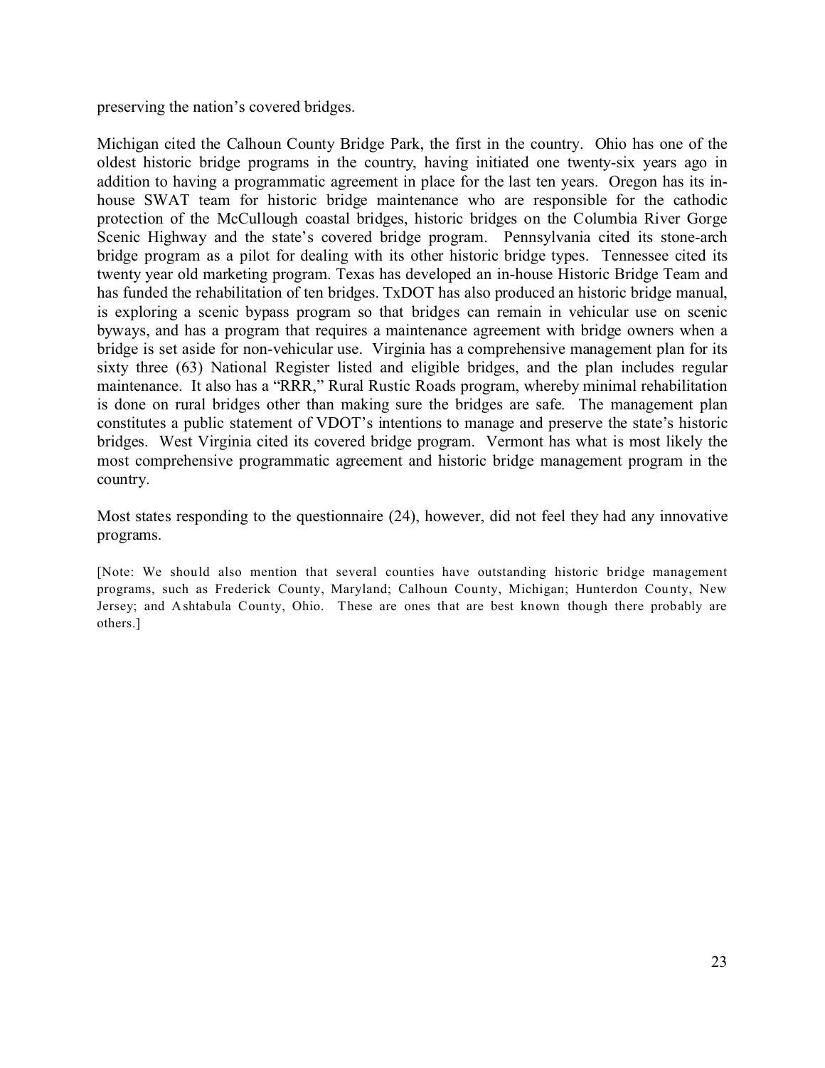preserving the nation's covered bridges.

Michigan cited the Calhoun County Bridge Park, the first in the country. Ohio has one of the oldest historic bridge programs in the country, having initiated one twenty-six years ago in addition to having a programmatic agreement in place for the last ten years. Oregon has its in-house SWAT team for historic bridge maintenance who are responsible for the cathodic protection of the McCullough coastal bridges, historic bridges on the Columbia River Gorge Scenic Highway and the state's covered bridge program. Pennsylvania cited its stone-arch bridge program as a pilot for dealing with its other historic bridge types. Tennessee cited its twenty year old marketing program. Texas has developed an in-house Historic Bridge Team and has funded the rehabilitation of ten bridges. TxDOT has also produced an historic bridge manual, is exploring a scenic bypass program so that bridges can remain in vehicular use on scenic byways, and has a program that requires a maintenance agreement with bridge owners when a bridge is set aside for non-vehicular use. Virginia has a comprehensive management plan for its sixty three (63) National Register listed and eligible bridges, and the plan includes regular maintenance. It also has a "RRR," Rural Rustic Roads program, whereby minimal rehabilitation is done on rural bridges other than making sure the bridges are safe. The management plan constitutes a public statement of VDOT's intentions to manage and preserve the state's historic bridges. West Virginia cited its covered bridge program. Vermont has what is most likely the most comprehensive programmatic agreement and historic bridge management program in the country.

Most states responding to the questionnaire (24), however, did not feel they had any innovative programs.

[Note: We should also mention that several counties have outstanding historic bridge management programs, such as Frederick County, Maryland; Calhoun County, Michigan; Hunterdon County, New Jersey; and Ashtabula County, Ohio. These are ones that are best known though there probably are others.]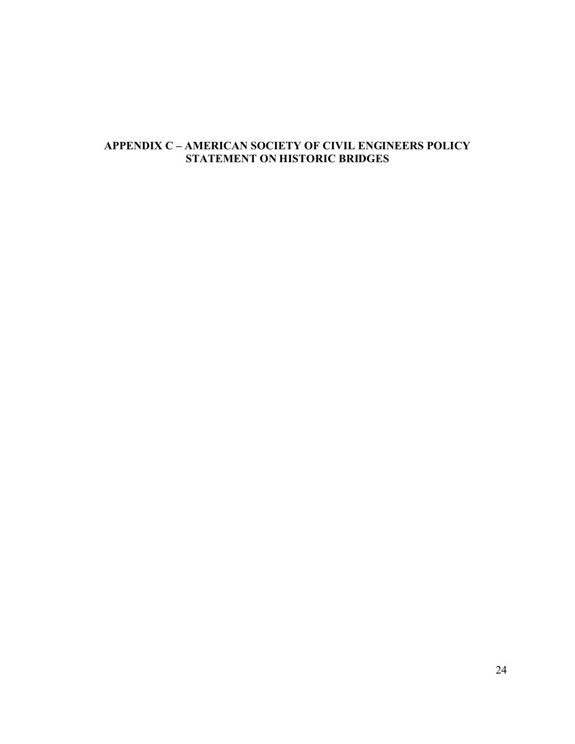## APPENDIX C – AMERICAN SOCIETY OF CIVIL ENGINEERS POLICY STATEMENT ON HISTORIC BRIDGES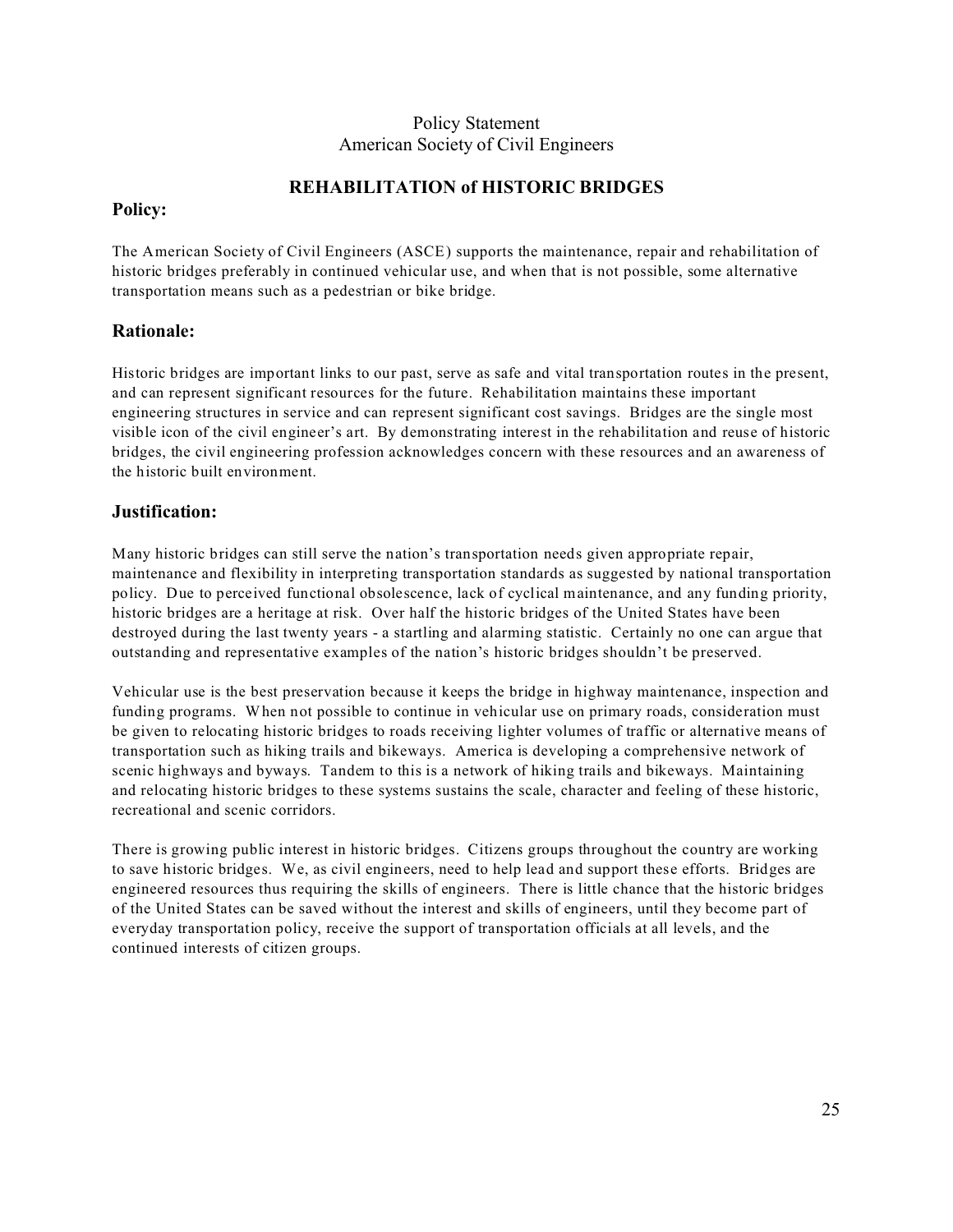Policy Statement
American Society of Civil Engineers

# REHABILITATION of HISTORIC BRIDGES

## Policy:

The American Society of Civil Engineers (ASCE) supports the maintenance, repair and rehabilitation of historic bridges preferably in continued vehicular use, and when that is not possible, some alternative transportation means such as a pedestrian or bike bridge.

## Rationale:

Historic bridges are important links to our past, serve as safe and vital transportation routes in the present, and can represent significant resources for the future. Rehabilitation maintains these important engineering structures in service and can represent significant cost savings. Bridges are the single most visible icon of the civil engineer's art. By demonstrating interest in the rehabilitation and reuse of historic bridges, the civil engineering profession acknowledges concern with these resources and an awareness of the historic built environment.

## Justification:

Many historic bridges can still serve the nation's transportation needs given appropriate repair, maintenance and flexibility in interpreting transportation standards as suggested by national transportation policy. Due to perceived functional obsolescence, lack of cyclical maintenance, and any funding priority, historic bridges are a heritage at risk. Over half the historic bridges of the United States have been destroyed during the last twenty years - a startling and alarming statistic. Certainly no one can argue that outstanding and representative examples of the nation's historic bridges shouldn't be preserved.

Vehicular use is the best preservation because it keeps the bridge in highway maintenance, inspection and funding programs. When not possible to continue in vehicular use on primary roads, consideration must be given to relocating historic bridges to roads receiving lighter volumes of traffic or alternative means of transportation such as hiking trails and bikeways. America is developing a comprehensive network of scenic highways and byways. Tandem to this is a network of hiking trails and bikeways. Maintaining and relocating historic bridges to these systems sustains the scale, character and feeling of these historic, recreational and scenic corridors.

There is growing public interest in historic bridges. Citizens groups throughout the country are working to save historic bridges. We, as civil engineers, need to help lead and support these efforts. Bridges are engineered resources thus requiring the skills of engineers. There is little chance that the historic bridges of the United States can be saved without the interest and skills of engineers, until they become part of everyday transportation policy, receive the support of transportation officials at all levels, and the continued interests of citizen groups.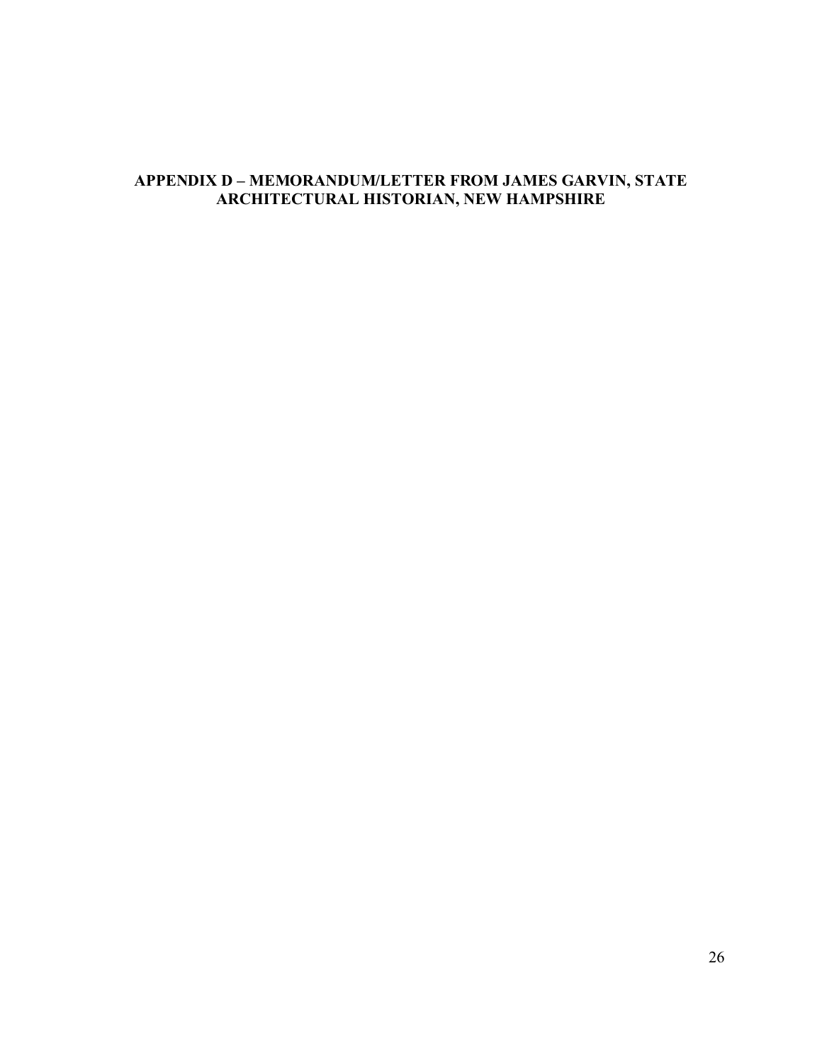## APPENDIX D – MEMORANDUM/LETTER FROM JAMES GARVIN, STATE ARCHITECTURAL HISTORIAN, NEW HAMPSHIRE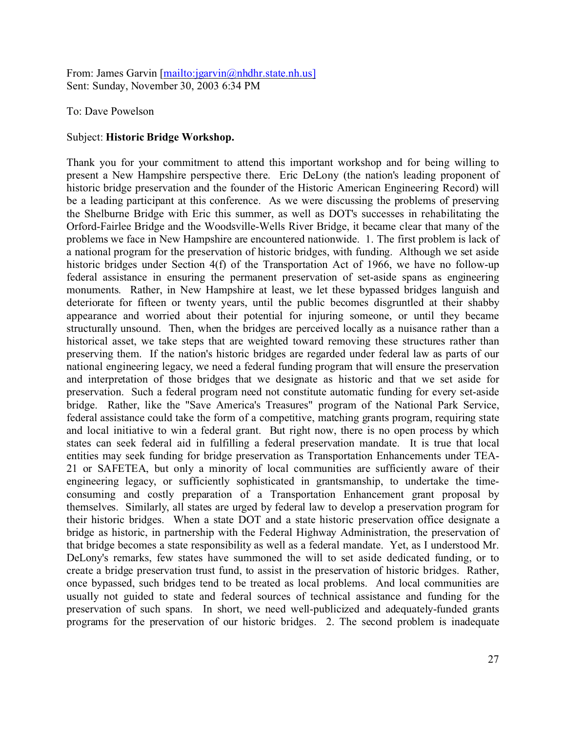From: James Garvin [mailto:jgarvin@nhdhr.state.nh.us]
Sent: Sunday, November 30, 2003 6:34 PM

To: Dave Powelson

Subject: **Historic Bridge Workshop.**

Thank you for your commitment to attend this important workshop and for being willing to present a New Hampshire perspective there. Eric DeLony (the nation's leading proponent of historic bridge preservation and the founder of the Historic American Engineering Record) will be a leading participant at this conference. As we were discussing the problems of preserving the Shelburne Bridge with Eric this summer, as well as DOT's successes in rehabilitating the Orford-Fairlee Bridge and the Woodsville-Wells River Bridge, it became clear that many of the problems we face in New Hampshire are encountered nationwide. 1. The first problem is lack of a national program for the preservation of historic bridges, with funding. Although we set aside historic bridges under Section 4(f) of the Transportation Act of 1966, we have no follow-up federal assistance in ensuring the permanent preservation of set-aside spans as engineering monuments. Rather, in New Hampshire at least, we let these bypassed bridges languish and deteriorate for fifteen or twenty years, until the public becomes disgruntled at their shabby appearance and worried about their potential for injuring someone, or until they became structurally unsound. Then, when the bridges are perceived locally as a nuisance rather than a historical asset, we take steps that are weighted toward removing these structures rather than preserving them. If the nation's historic bridges are regarded under federal law as parts of our national engineering legacy, we need a federal funding program that will ensure the preservation and interpretation of those bridges that we designate as historic and that we set aside for preservation. Such a federal program need not constitute automatic funding for every set-aside bridge. Rather, like the "Save America's Treasures" program of the National Park Service, federal assistance could take the form of a competitive, matching grants program, requiring state and local initiative to win a federal grant. But right now, there is no open process by which states can seek federal aid in fulfilling a federal preservation mandate. It is true that local entities may seek funding for bridge preservation as Transportation Enhancements under TEA-21 or SAFETEA, but only a minority of local communities are sufficiently aware of their engineering legacy, or sufficiently sophisticated in grantsmanship, to undertake the time-consuming and costly preparation of a Transportation Enhancement grant proposal by themselves. Similarly, all states are urged by federal law to develop a preservation program for their historic bridges. When a state DOT and a state historic preservation office designate a bridge as historic, in partnership with the Federal Highway Administration, the preservation of that bridge becomes a state responsibility as well as a federal mandate. Yet, as I understood Mr. DeLony's remarks, few states have summoned the will to set aside dedicated funding, or to create a bridge preservation trust fund, to assist in the preservation of historic bridges. Rather, once bypassed, such bridges tend to be treated as local problems. And local communities are usually not guided to state and federal sources of technical assistance and funding for the preservation of such spans. In short, we need well-publicized and adequately-funded grants programs for the preservation of our historic bridges. 2. The second problem is inadequate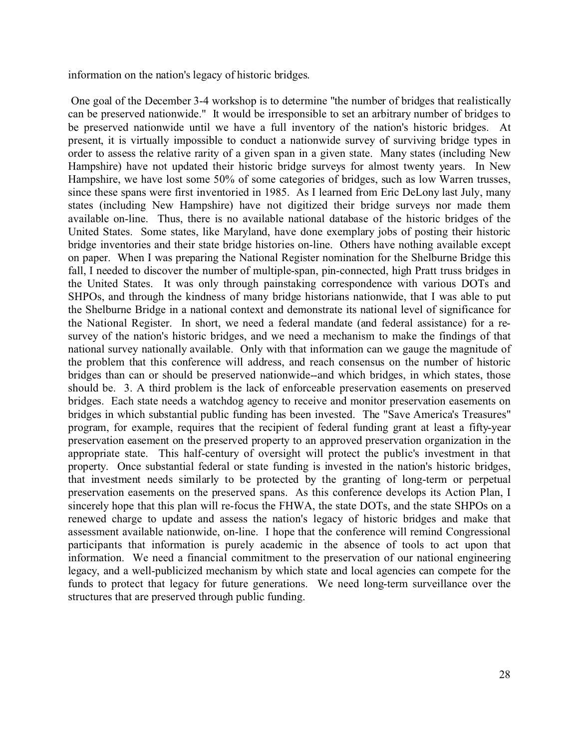information on the nation's legacy of historic bridges.

One goal of the December 3-4 workshop is to determine "the number of bridges that realistically can be preserved nationwide." It would be irresponsible to set an arbitrary number of bridges to be preserved nationwide until we have a full inventory of the nation's historic bridges. At present, it is virtually impossible to conduct a nationwide survey of surviving bridge types in order to assess the relative rarity of a given span in a given state. Many states (including New Hampshire) have not updated their historic bridge surveys for almost twenty years. In New Hampshire, we have lost some 50% of some categories of bridges, such as low Warren trusses, since these spans were first inventoried in 1985. As I learned from Eric DeLony last July, many states (including New Hampshire) have not digitized their bridge surveys nor made them available on-line. Thus, there is no available national database of the historic bridges of the United States. Some states, like Maryland, have done exemplary jobs of posting their historic bridge inventories and their state bridge histories on-line. Others have nothing available except on paper. When I was preparing the National Register nomination for the Shelburne Bridge this fall, I needed to discover the number of multiple-span, pin-connected, high Pratt truss bridges in the United States. It was only through painstaking correspondence with various DOTs and SHPOs, and through the kindness of many bridge historians nationwide, that I was able to put the Shelburne Bridge in a national context and demonstrate its national level of significance for the National Register. In short, we need a federal mandate (and federal assistance) for a re-survey of the nation's historic bridges, and we need a mechanism to make the findings of that national survey nationally available. Only with that information can we gauge the magnitude of the problem that this conference will address, and reach consensus on the number of historic bridges than can or should be preserved nationwide--and which bridges, in which states, those should be. 3. A third problem is the lack of enforceable preservation easements on preserved bridges. Each state needs a watchdog agency to receive and monitor preservation easements on bridges in which substantial public funding has been invested. The "Save America's Treasures" program, for example, requires that the recipient of federal funding grant at least a fifty-year preservation easement on the preserved property to an approved preservation organization in the appropriate state. This half-century of oversight will protect the public's investment in that property. Once substantial federal or state funding is invested in the nation's historic bridges, that investment needs similarly to be protected by the granting of long-term or perpetual preservation easements on the preserved spans. As this conference develops its Action Plan, I sincerely hope that this plan will re-focus the FHWA, the state DOTs, and the state SHPOs on a renewed charge to update and assess the nation's legacy of historic bridges and make that assessment available nationwide, on-line. I hope that the conference will remind Congressional participants that information is purely academic in the absence of tools to act upon that information. We need a financial commitment to the preservation of our national engineering legacy, and a well-publicized mechanism by which state and local agencies can compete for the funds to protect that legacy for future generations. We need long-term surveillance over the structures that are preserved through public funding.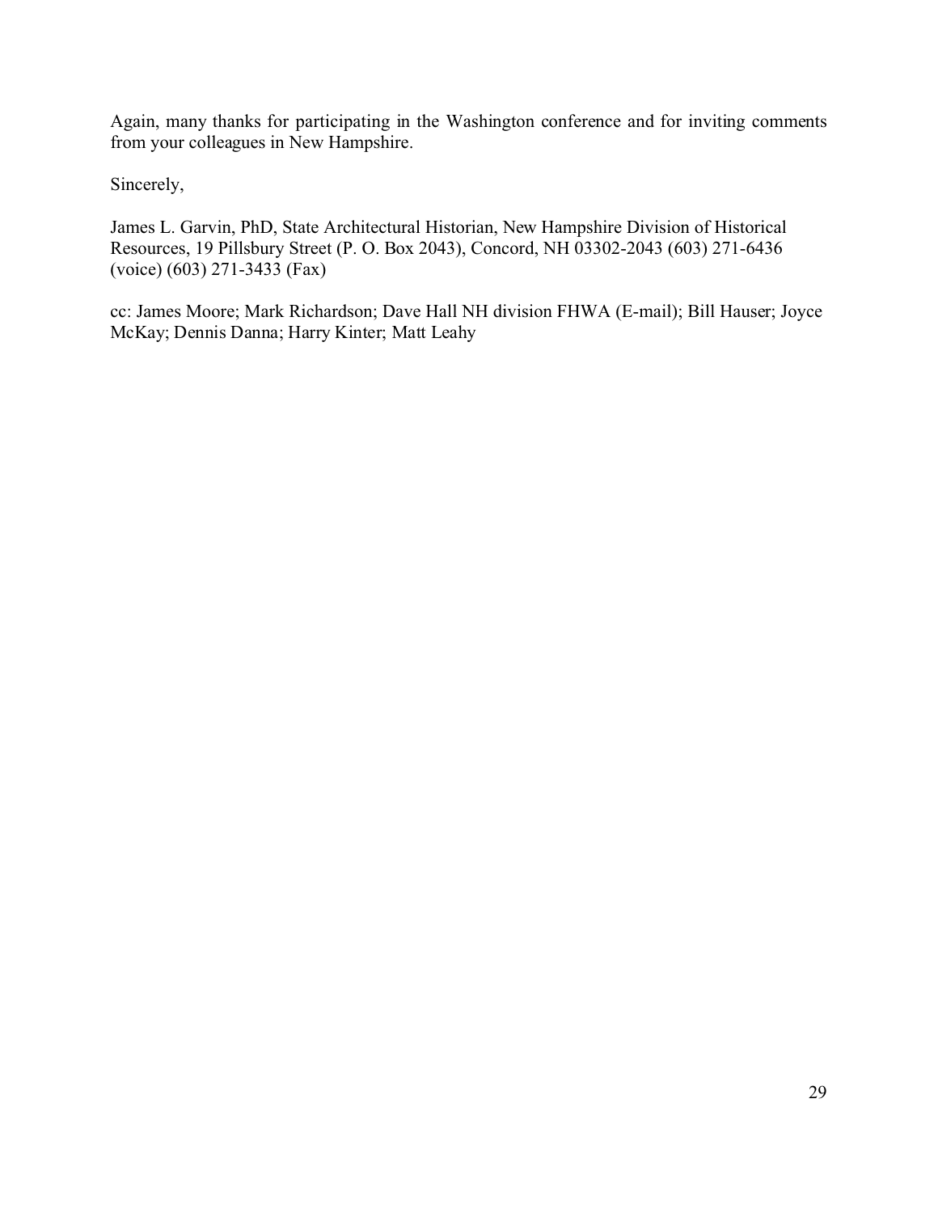Again, many thanks for participating in the Washington conference and for inviting comments from your colleagues in New Hampshire.

Sincerely,

James L. Garvin, PhD, State Architectural Historian, New Hampshire Division of Historical Resources, 19 Pillsbury Street (P. O. Box 2043), Concord, NH 03302-2043 (603) 271-6436 (voice) (603) 271-3433 (Fax)

cc: James Moore; Mark Richardson; Dave Hall NH division FHWA (E-mail); Bill Hauser; Joyce McKay; Dennis Danna; Harry Kinter; Matt Leahy